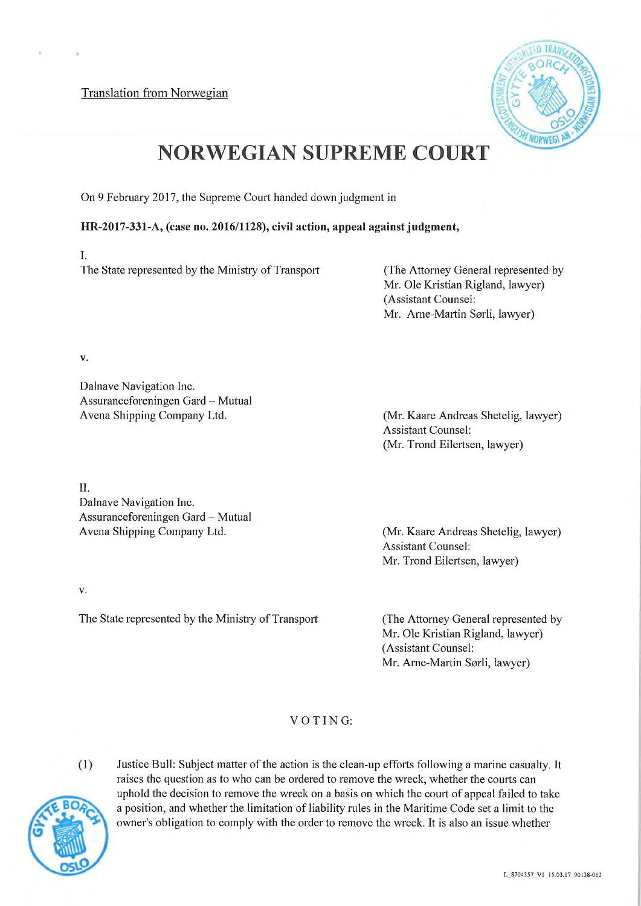Translation from Norwegian

# NORWEGIAN SUPREME COURT

On 9 February 2017, the Supreme Court handed down judgment in

**HR-2017-331-A, (case no. 2016/1128), civil action, appeal against judgment,**

I.

The State represented by the Ministry of Transport — (The Attorney General represented by Mr. Ole Kristian Rigland, lawyer) (Assistant Counsel: Mr. Arne-Martin Sørli, lawyer)

v.

Dalnave Navigation Inc.
Assuranceforeningen Gard – Mutual
Avena Shipping Company Ltd. — (Mr. Kaare Andreas Shetelig, lawyer) Assistant Counsel: (Mr. Trond Eilertsen, lawyer)

II.

Dalnave Navigation Inc.
Assuranceforeningen Gard – Mutual
Avena Shipping Company Ltd. — (Mr. Kaare Andreas Shetelig, lawyer) Assistant Counsel: Mr. Trond Eilertsen, lawyer)

v.

The State represented by the Ministry of Transport — (The Attorney General represented by Mr. Ole Kristian Rigland, lawyer) (Assistant Counsel: Mr. Arne-Martin Sørli, lawyer)

VOTING:

(1) Justice Bull: Subject matter of the action is the clean-up efforts following a marine casualty. It raises the question as to who can be ordered to remove the wreck, whether the courts can uphold the decision to remove the wreck on a basis on which the court of appeal failed to take a position, and whether the limitation of liability rules in the Maritime Code set a limit to the owner's obligation to comply with the order to remove the wreck. It is also an issue whether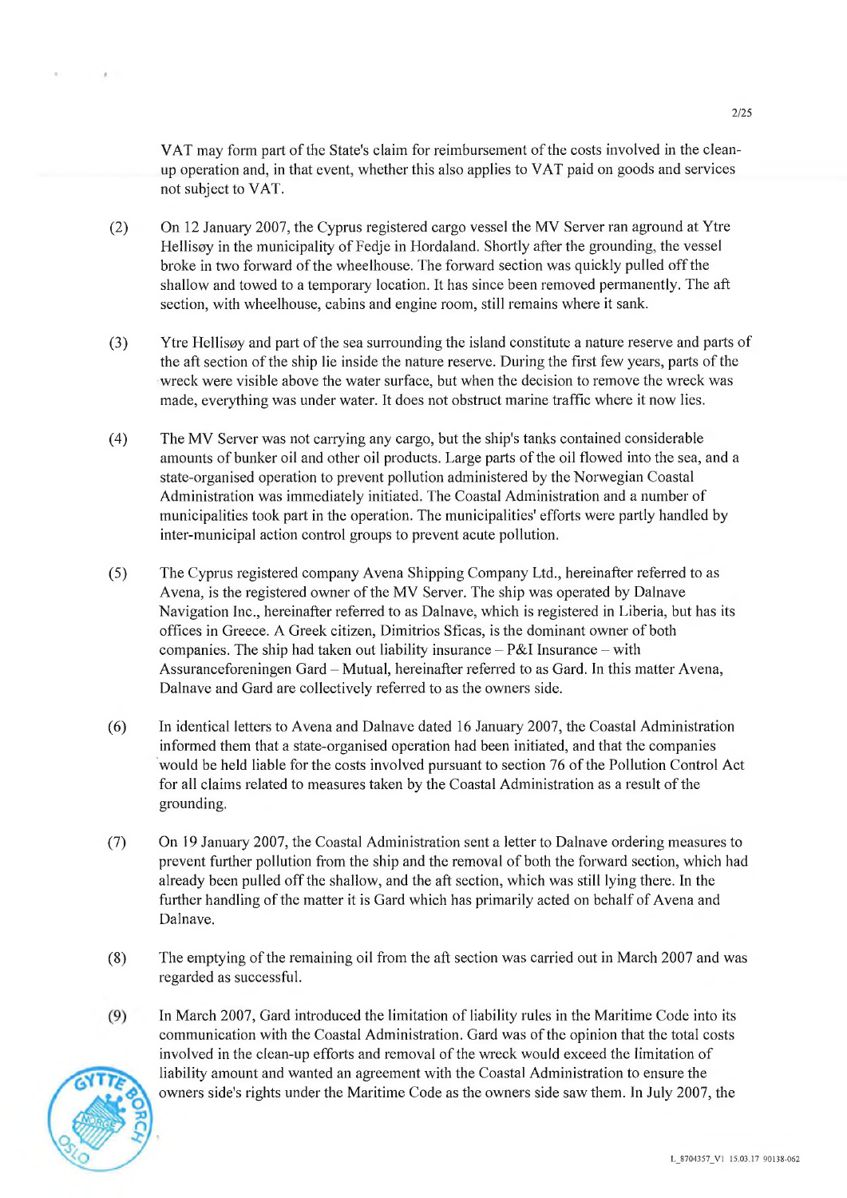VAT may form part of the State's claim for reimbursement of the costs involved in the clean-up operation and, in that event, whether this also applies to VAT paid on goods and services not subject to VAT.

(2) On 12 January 2007, the Cyprus registered cargo vessel the MV Server ran aground at Ytre Hellisøy in the municipality of Fedje in Hordaland. Shortly after the grounding, the vessel broke in two forward of the wheelhouse. The forward section was quickly pulled off the shallow and towed to a temporary location. It has since been removed permanently. The aft section, with wheelhouse, cabins and engine room, still remains where it sank.

(3) Ytre Hellisøy and part of the sea surrounding the island constitute a nature reserve and parts of the aft section of the ship lie inside the nature reserve. During the first few years, parts of the wreck were visible above the water surface, but when the decision to remove the wreck was made, everything was under water. It does not obstruct marine traffic where it now lies.

(4) The MV Server was not carrying any cargo, but the ship's tanks contained considerable amounts of bunker oil and other oil products. Large parts of the oil flowed into the sea, and a state-organised operation to prevent pollution administered by the Norwegian Coastal Administration was immediately initiated. The Coastal Administration and a number of municipalities took part in the operation. The municipalities' efforts were partly handled by inter-municipal action control groups to prevent acute pollution.

(5) The Cyprus registered company Avena Shipping Company Ltd., hereinafter referred to as Avena, is the registered owner of the MV Server. The ship was operated by Dalnave Navigation Inc., hereinafter referred to as Dalnave, which is registered in Liberia, but has its offices in Greece. A Greek citizen, Dimitrios Sficas, is the dominant owner of both companies. The ship had taken out liability insurance – P&I Insurance – with Assuranceforeningen Gard – Mutual, hereinafter referred to as Gard. In this matter Avena, Dalnave and Gard are collectively referred to as the owners side.

(6) In identical letters to Avena and Dalnave dated 16 January 2007, the Coastal Administration informed them that a state-organised operation had been initiated, and that the companies would be held liable for the costs involved pursuant to section 76 of the Pollution Control Act for all claims related to measures taken by the Coastal Administration as a result of the grounding.

(7) On 19 January 2007, the Coastal Administration sent a letter to Dalnave ordering measures to prevent further pollution from the ship and the removal of both the forward section, which had already been pulled off the shallow, and the aft section, which was still lying there. In the further handling of the matter it is Gard which has primarily acted on behalf of Avena and Dalnave.

(8) The emptying of the remaining oil from the aft section was carried out in March 2007 and was regarded as successful.

(9) In March 2007, Gard introduced the limitation of liability rules in the Maritime Code into its communication with the Coastal Administration. Gard was of the opinion that the total costs involved in the clean-up efforts and removal of the wreck would exceed the limitation of liability amount and wanted an agreement with the Coastal Administration to ensure the owners side's rights under the Maritime Code as the owners side saw them. In July 2007, the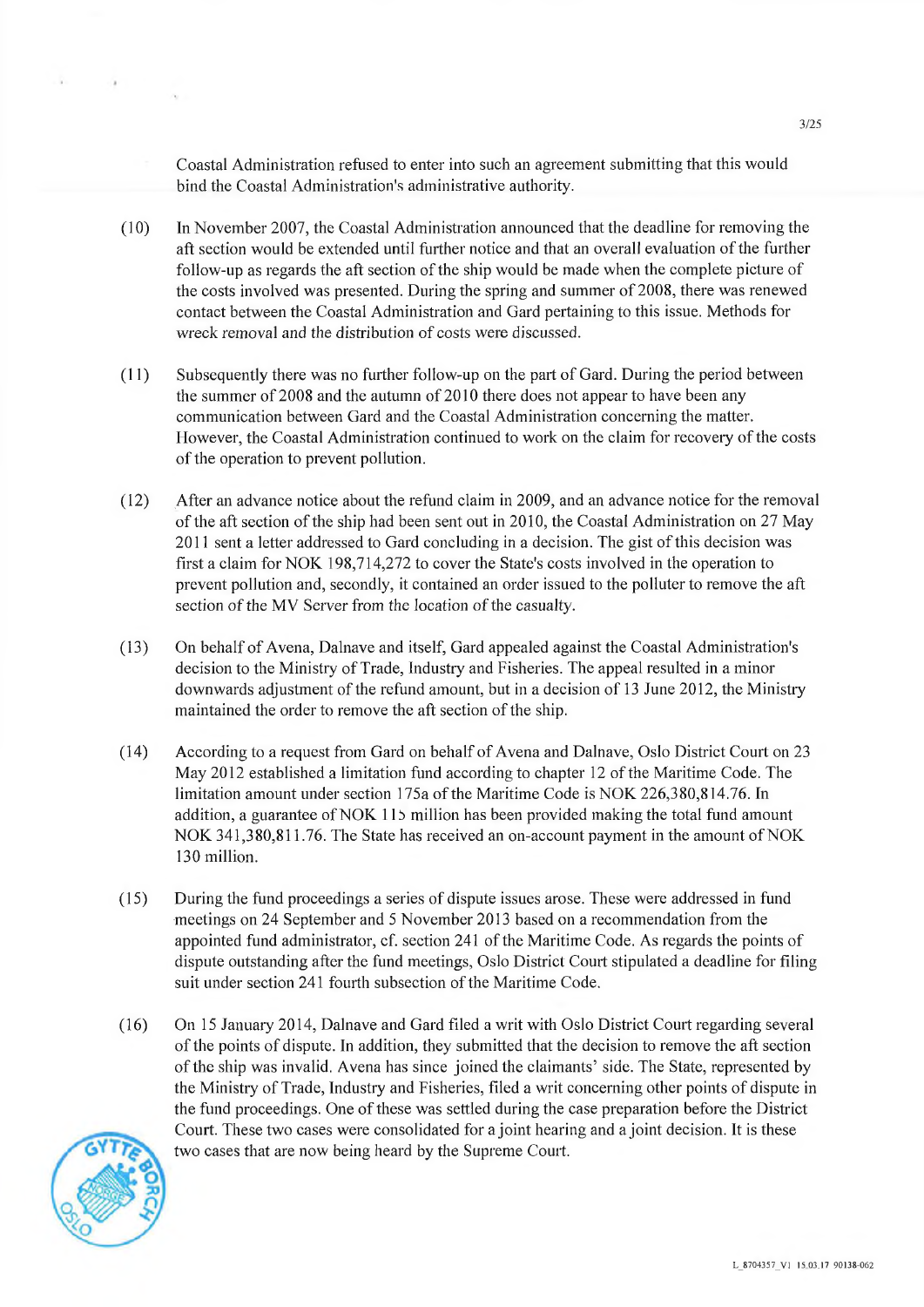Coastal Administration refused to enter into such an agreement submitting that this would bind the Coastal Administration's administrative authority.

(10) In November 2007, the Coastal Administration announced that the deadline for removing the aft section would be extended until further notice and that an overall evaluation of the further follow-up as regards the aft section of the ship would be made when the complete picture of the costs involved was presented. During the spring and summer of 2008, there was renewed contact between the Coastal Administration and Gard pertaining to this issue. Methods for wreck removal and the distribution of costs were discussed.

(11) Subsequently there was no further follow-up on the part of Gard. During the period between the summer of 2008 and the autumn of 2010 there does not appear to have been any communication between Gard and the Coastal Administration concerning the matter. However, the Coastal Administration continued to work on the claim for recovery of the costs of the operation to prevent pollution.

(12) After an advance notice about the refund claim in 2009, and an advance notice for the removal of the aft section of the ship had been sent out in 2010, the Coastal Administration on 27 May 2011 sent a letter addressed to Gard concluding in a decision. The gist of this decision was first a claim for NOK 198,714,272 to cover the State's costs involved in the operation to prevent pollution and, secondly, it contained an order issued to the polluter to remove the aft section of the MV Server from the location of the casualty.

(13) On behalf of Avena, Dalnave and itself, Gard appealed against the Coastal Administration's decision to the Ministry of Trade, Industry and Fisheries. The appeal resulted in a minor downwards adjustment of the refund amount, but in a decision of 13 June 2012, the Ministry maintained the order to remove the aft section of the ship.

(14) According to a request from Gard on behalf of Avena and Dalnave, Oslo District Court on 23 May 2012 established a limitation fund according to chapter 12 of the Maritime Code. The limitation amount under section 175a of the Maritime Code is NOK 226,380,814.76. In addition, a guarantee of NOK 115 million has been provided making the total fund amount NOK 341,380,811.76. The State has received an on-account payment in the amount of NOK 130 million.

(15) During the fund proceedings a series of dispute issues arose. These were addressed in fund meetings on 24 September and 5 November 2013 based on a recommendation from the appointed fund administrator, cf. section 241 of the Maritime Code. As regards the points of dispute outstanding after the fund meetings, Oslo District Court stipulated a deadline for filing suit under section 241 fourth subsection of the Maritime Code.

(16) On 15 January 2014, Dalnave and Gard filed a writ with Oslo District Court regarding several of the points of dispute. In addition, they submitted that the decision to remove the aft section of the ship was invalid. Avena has since joined the claimants' side. The State, represented by the Ministry of Trade, Industry and Fisheries, filed a writ concerning other points of dispute in the fund proceedings. One of these was settled during the case preparation before the District Court. These two cases were consolidated for a joint hearing and a joint decision. It is these two cases that are now being heard by the Supreme Court.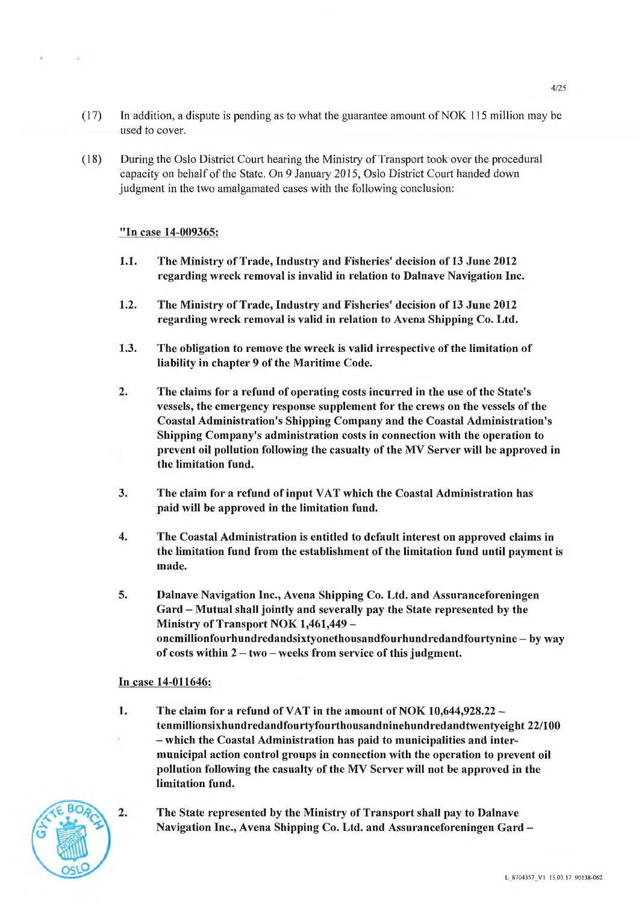(17) In addition, a dispute is pending as to what the guarantee amount of NOK 115 million may be used to cover.

(18) During the Oslo District Court hearing the Ministry of Transport took over the procedural capacity on behalf of the State. On 9 January 2015, Oslo District Court handed down judgment in the two amalgamated cases with the following conclusion:

**"<u>In case 14-009365:</u>**

**1.1. The Ministry of Trade, Industry and Fisheries' decision of 13 June 2012 regarding wreck removal is invalid in relation to Dalnave Navigation Inc.**

**1.2. The Ministry of Trade, Industry and Fisheries' decision of 13 June 2012 regarding wreck removal is valid in relation to Avena Shipping Co. Ltd.**

**1.3. The obligation to remove the wreck is valid irrespective of the limitation of liability in chapter 9 of the Maritime Code.**

**2. The claims for a refund of operating costs incurred in the use of the State's vessels, the emergency response supplement for the crews on the vessels of the Coastal Administration's Shipping Company and the Coastal Administration's Shipping Company's administration costs in connection with the operation to prevent oil pollution following the casualty of the MV Server will be approved in the limitation fund.**

**3. The claim for a refund of input VAT which the Coastal Administration has paid will be approved in the limitation fund.**

**4. The Coastal Administration is entitled to default interest on approved claims in the limitation fund from the establishment of the limitation fund until payment is made.**

**5. Dalnave Navigation Inc., Avena Shipping Co. Ltd. and Assuranceforeningen Gard – Mutual shall jointly and severally pay the State represented by the Ministry of Transport NOK 1,461,449 – onemillionfourhundredandsixtyonethousandfourhundredandfortynine – by way of costs within 2 – two – weeks from service of this judgment.**

**<u>In case 14-011646:</u>**

**1. The claim for a refund of VAT in the amount of NOK 10,644,928.22 – tenmillionsixhundredandfortyfourthousandninehundredandtwentyeight 22/100 – which the Coastal Administration has paid to municipalities and inter-municipal action control groups in connection with the operation to prevent oil pollution following the casualty of the MV Server will not be approved in the limitation fund.**

**2. The State represented by the Ministry of Transport shall pay to Dalnave Navigation Inc., Avena Shipping Co. Ltd. and Assuranceforeningen Gard –**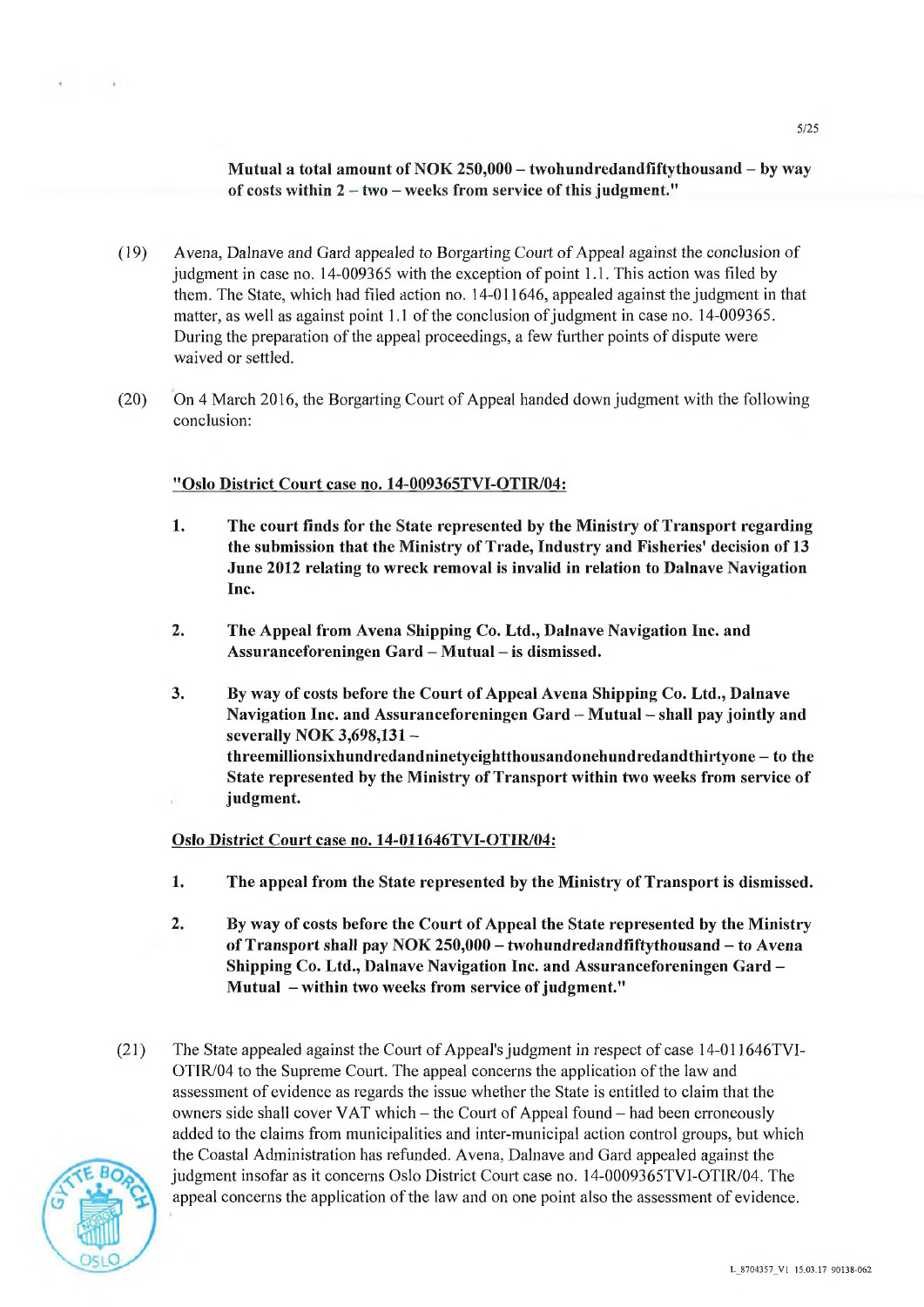**Mutual a total amount of NOK 250,000 – twohundredandfiftythousand – by way of costs within 2 – two – weeks from service of this judgment."**

(19) Avena, Dalnave and Gard appealed to Borgarting Court of Appeal against the conclusion of judgment in case no. 14-009365 with the exception of point 1.1. This action was filed by them. The State, which had filed action no. 14-011646, appealed against the judgment in that matter, as well as against point 1.1 of the conclusion of judgment in case no. 14-009365. During the preparation of the appeal proceedings, a few further points of dispute were waived or settled.

(20) On 4 March 2016, the Borgarting Court of Appeal handed down judgment with the following conclusion:

**"Oslo District Court case no. 14-009365TVI-OTIR/04:**

1. **The court finds for the State represented by the Ministry of Transport regarding the submission that the Ministry of Trade, Industry and Fisheries' decision of 13 June 2012 relating to wreck removal is invalid in relation to Dalnave Navigation Inc.**

2. **The Appeal from Avena Shipping Co. Ltd., Dalnave Navigation Inc. and Assuranceforeningen Gard – Mutual – is dismissed.**

3. **By way of costs before the Court of Appeal Avena Shipping Co. Ltd., Dalnave Navigation Inc. and Assuranceforeningen Gard – Mutual – shall pay jointly and severally NOK 3,698,131 – threemillionsixhundredandninetyeightthousandonehundredandthirtyone – to the State represented by the Ministry of Transport within two weeks from service of judgment.**

**Oslo District Court case no. 14-011646TVI-OTIR/04:**

1. **The appeal from the State represented by the Ministry of Transport is dismissed.**

2. **By way of costs before the Court of Appeal the State represented by the Ministry of Transport shall pay NOK 250,000 – twohundredandfiftythousand – to Avena Shipping Co. Ltd., Dalnave Navigation Inc. and Assuranceforeningen Gard – Mutual – within two weeks from service of judgment."**

(21) The State appealed against the Court of Appeal's judgment in respect of case 14-011646TVI-OTIR/04 to the Supreme Court. The appeal concerns the application of the law and assessment of evidence as regards the issue whether the State is entitled to claim that the owners side shall cover VAT which – the Court of Appeal found – had been erroneously added to the claims from municipalities and inter-municipal action control groups, but which the Coastal Administration has refunded. Avena, Dalnave and Gard appealed against the judgment insofar as it concerns Oslo District Court case no. 14-0009365TVI-OTIR/04. The appeal concerns the application of the law and on one point also the assessment of evidence.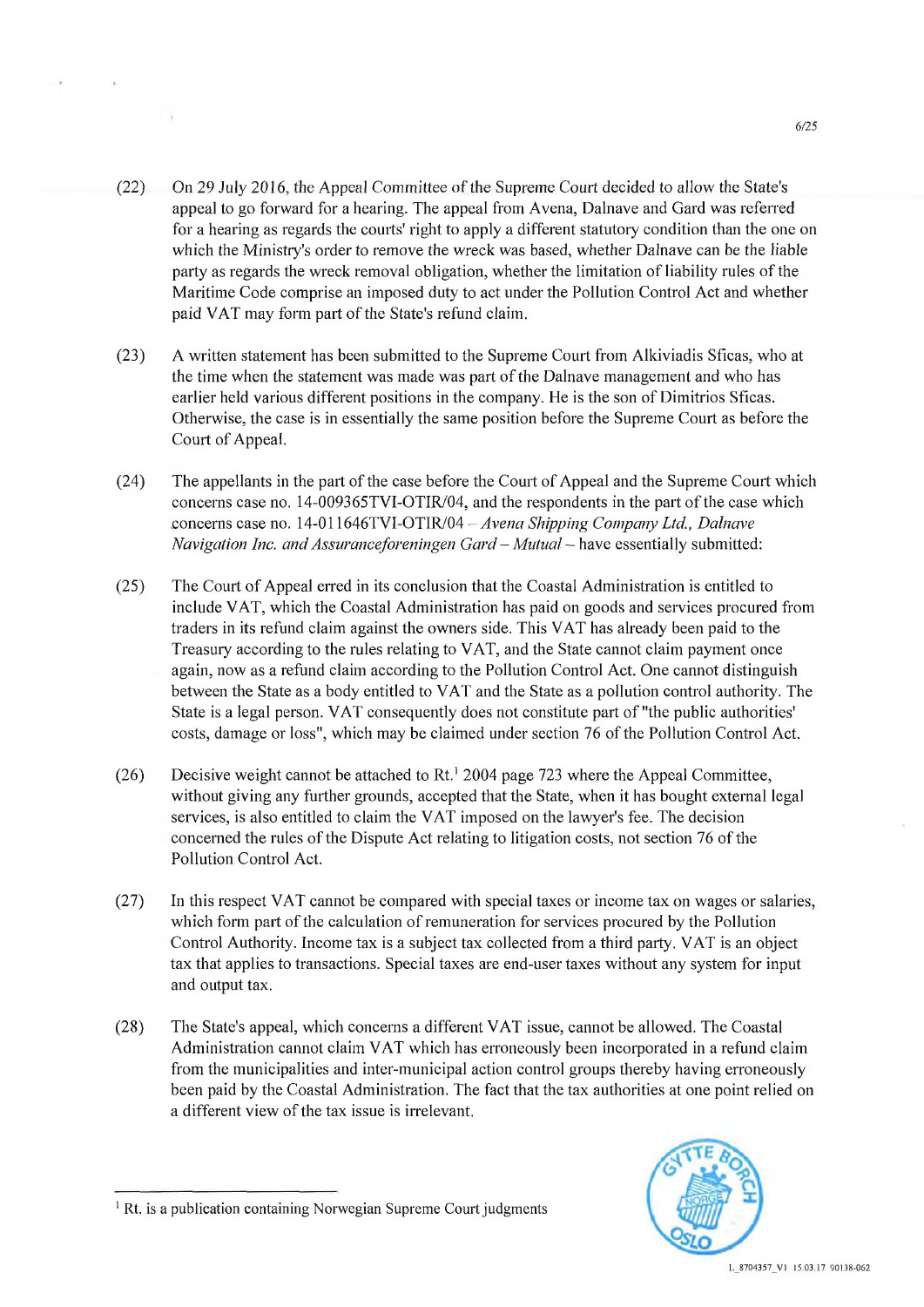(22) On 29 July 2016, the Appeal Committee of the Supreme Court decided to allow the State's appeal to go forward for a hearing. The appeal from Avena, Dalnave and Gard was referred for a hearing as regards the courts' right to apply a different statutory condition than the one on which the Ministry's order to remove the wreck was based, whether Dalnave can be the liable party as regards the wreck removal obligation, whether the limitation of liability rules of the Maritime Code comprise an imposed duty to act under the Pollution Control Act and whether paid VAT may form part of the State's refund claim.

(23) A written statement has been submitted to the Supreme Court from Alkiviadis Sficas, who at the time when the statement was made was part of the Dalnave management and who has earlier held various different positions in the company. He is the son of Dimitrios Sficas. Otherwise, the case is in essentially the same position before the Supreme Court as before the Court of Appeal.

(24) The appellants in the part of the case before the Court of Appeal and the Supreme Court which concerns case no. 14-009365TVI-OTIR/04, and the respondents in the part of the case which concerns case no. 14-011646TVI-OTIR/04 – *Avena Shipping Company Ltd., Dalnave Navigation Inc. and Assuranceforeningen Gard – Mutual* – have essentially submitted:

(25) The Court of Appeal erred in its conclusion that the Coastal Administration is entitled to include VAT, which the Coastal Administration has paid on goods and services procured from traders in its refund claim against the owners side. This VAT has already been paid to the Treasury according to the rules relating to VAT, and the State cannot claim payment once again, now as a refund claim according to the Pollution Control Act. One cannot distinguish between the State as a body entitled to VAT and the State as a pollution control authority. The State is a legal person. VAT consequently does not constitute part of "the public authorities' costs, damage or loss", which may be claimed under section 76 of the Pollution Control Act.

(26) Decisive weight cannot be attached to Rt.[1] 2004 page 723 where the Appeal Committee, without giving any further grounds, accepted that the State, when it has bought external legal services, is also entitled to claim the VAT imposed on the lawyer's fee. The decision concerned the rules of the Dispute Act relating to litigation costs, not section 76 of the Pollution Control Act.

(27) In this respect VAT cannot be compared with special taxes or income tax on wages or salaries, which form part of the calculation of remuneration for services procured by the Pollution Control Authority. Income tax is a subject tax collected from a third party. VAT is an object tax that applies to transactions. Special taxes are end-user taxes without any system for input and output tax.

(28) The State's appeal, which concerns a different VAT issue, cannot be allowed. The Coastal Administration cannot claim VAT which has erroneously been incorporated in a refund claim from the municipalities and inter-municipal action control groups thereby having erroneously been paid by the Coastal Administration. The fact that the tax authorities at one point relied on a different view of the tax issue is irrelevant.

[1] Rt. is a publication containing Norwegian Supreme Court judgments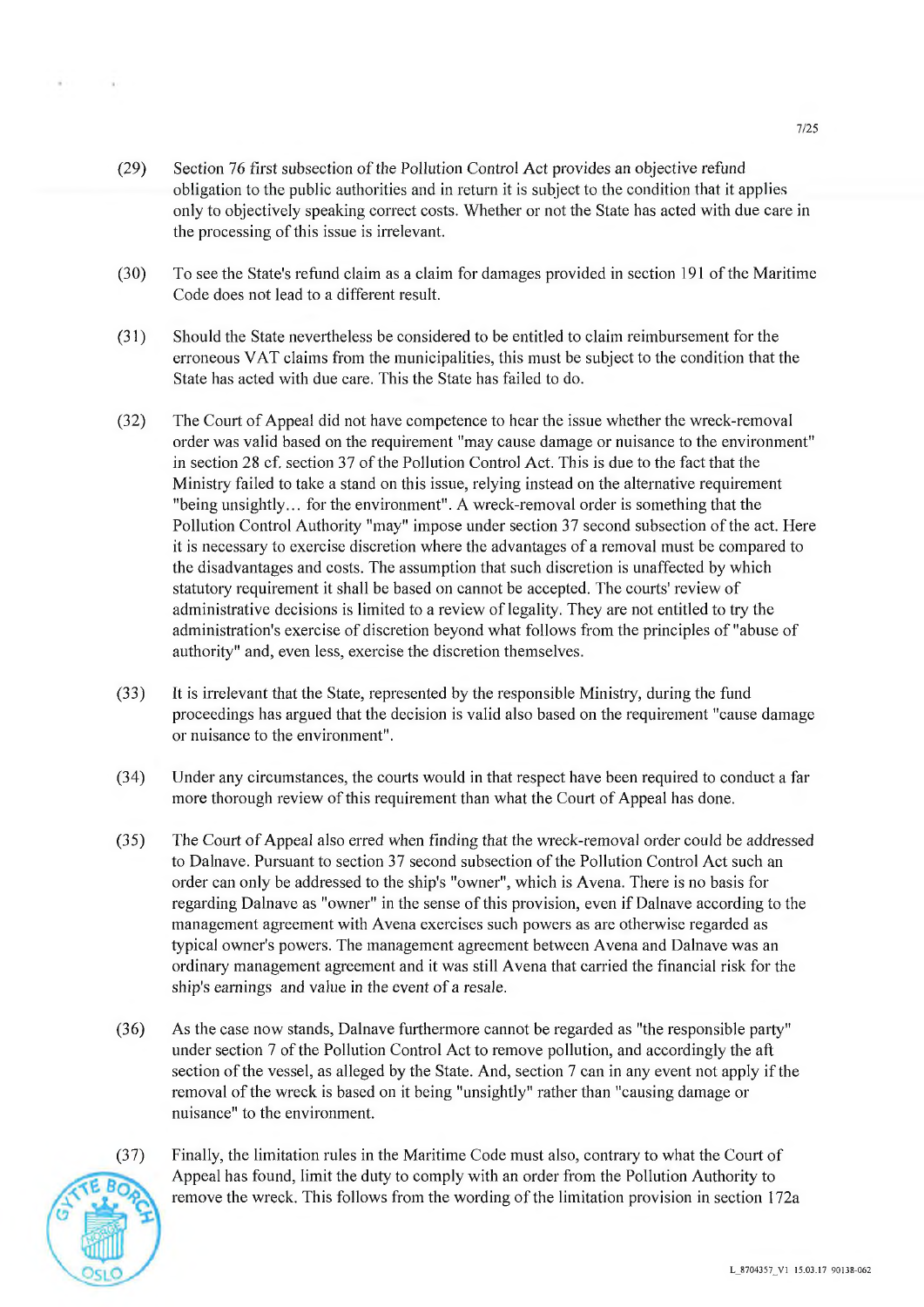(29) Section 76 first subsection of the Pollution Control Act provides an objective refund obligation to the public authorities and in return it is subject to the condition that it applies only to objectively speaking correct costs. Whether or not the State has acted with due care in the processing of this issue is irrelevant.

(30) To see the State's refund claim as a claim for damages provided in section 191 of the Maritime Code does not lead to a different result.

(31) Should the State nevertheless be considered to be entitled to claim reimbursement for the erroneous VAT claims from the municipalities, this must be subject to the condition that the State has acted with due care. This the State has failed to do.

(32) The Court of Appeal did not have competence to hear the issue whether the wreck-removal order was valid based on the requirement "may cause damage or nuisance to the environment" in section 28 cf. section 37 of the Pollution Control Act. This is due to the fact that the Ministry failed to take a stand on this issue, relying instead on the alternative requirement "being unsightly… for the environment". A wreck-removal order is something that the Pollution Control Authority "may" impose under section 37 second subsection of the act. Here it is necessary to exercise discretion where the advantages of a removal must be compared to the disadvantages and costs. The assumption that such discretion is unaffected by which statutory requirement it shall be based on cannot be accepted. The courts' review of administrative decisions is limited to a review of legality. They are not entitled to try the administration's exercise of discretion beyond what follows from the principles of "abuse of authority" and, even less, exercise the discretion themselves.

(33) It is irrelevant that the State, represented by the responsible Ministry, during the fund proceedings has argued that the decision is valid also based on the requirement "cause damage or nuisance to the environment".

(34) Under any circumstances, the courts would in that respect have been required to conduct a far more thorough review of this requirement than what the Court of Appeal has done.

(35) The Court of Appeal also erred when finding that the wreck-removal order could be addressed to Dalnave. Pursuant to section 37 second subsection of the Pollution Control Act such an order can only be addressed to the ship's "owner", which is Avena. There is no basis for regarding Dalnave as "owner" in the sense of this provision, even if Dalnave according to the management agreement with Avena exercises such powers as are otherwise regarded as typical owner's powers. The management agreement between Avena and Dalnave was an ordinary management agreement and it was still Avena that carried the financial risk for the ship's earnings and value in the event of a resale.

(36) As the case now stands, Dalnave furthermore cannot be regarded as "the responsible party" under section 7 of the Pollution Control Act to remove pollution, and accordingly the aft section of the vessel, as alleged by the State. And, section 7 can in any event not apply if the removal of the wreck is based on it being "unsightly" rather than "causing damage or nuisance" to the environment.

(37) Finally, the limitation rules in the Maritime Code must also, contrary to what the Court of Appeal has found, limit the duty to comply with an order from the Pollution Authority to remove the wreck. This follows from the wording of the limitation provision in section 172a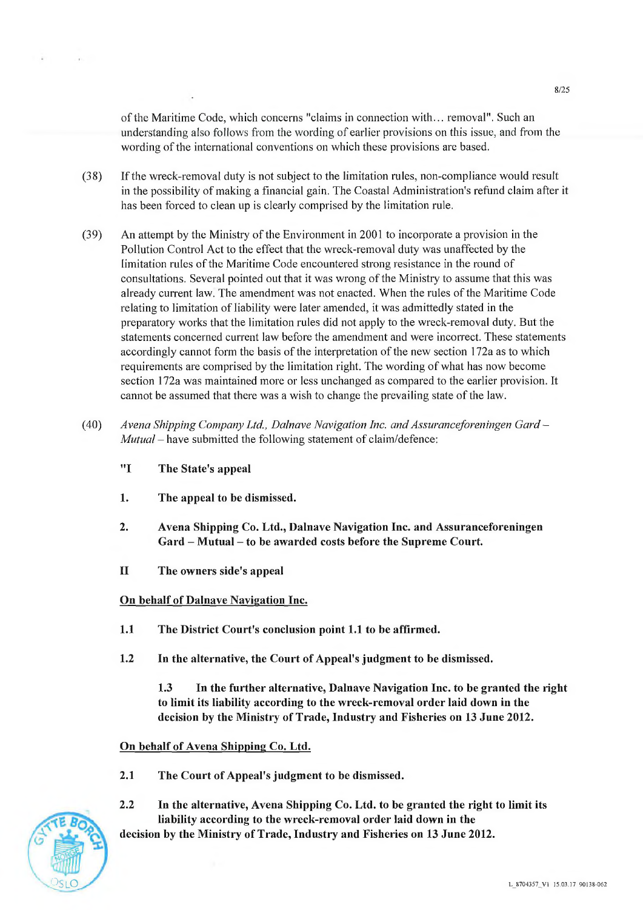of the Maritime Code, which concerns "claims in connection with… removal". Such an understanding also follows from the wording of earlier provisions on this issue, and from the wording of the international conventions on which these provisions are based.

(38) If the wreck-removal duty is not subject to the limitation rules, non-compliance would result in the possibility of making a financial gain. The Coastal Administration's refund claim after it has been forced to clean up is clearly comprised by the limitation rule.

(39) An attempt by the Ministry of the Environment in 2001 to incorporate a provision in the Pollution Control Act to the effect that the wreck-removal duty was unaffected by the limitation rules of the Maritime Code encountered strong resistance in the round of consultations. Several pointed out that it was wrong of the Ministry to assume that this was already current law. The amendment was not enacted. When the rules of the Maritime Code relating to limitation of liability were later amended, it was admittedly stated in the preparatory works that the limitation rules did not apply to the wreck-removal duty. But the statements concerned current law before the amendment and were incorrect. These statements accordingly cannot form the basis of the interpretation of the new section 172a as to which requirements are comprised by the limitation right. The wording of what has now become section 172a was maintained more or less unchanged as compared to the earlier provision. It cannot be assumed that there was a wish to change the prevailing state of the law.

(40) *Avena Shipping Company Ltd., Dalnave Navigation Inc. and Assuranceforeningen Gard – Mutual* – have submitted the following statement of claim/defence:

**"I The State's appeal**

**1. The appeal to be dismissed.**

**2. Avena Shipping Co. Ltd., Dalnave Navigation Inc. and Assuranceforeningen Gard – Mutual – to be awarded costs before the Supreme Court.**

**II The owners side's appeal**

**On behalf of Dalnave Navigation Inc.**

**1.1 The District Court's conclusion point 1.1 to be affirmed.**

**1.2 In the alternative, the Court of Appeal's judgment to be dismissed.**

**1.3 In the further alternative, Dalnave Navigation Inc. to be granted the right to limit its liability according to the wreck-removal order laid down in the decision by the Ministry of Trade, Industry and Fisheries on 13 June 2012.**

**On behalf of Avena Shipping Co. Ltd.**

**2.1 The Court of Appeal's judgment to be dismissed.**

**2.2 In the alternative, Avena Shipping Co. Ltd. to be granted the right to limit its liability according to the wreck-removal order laid down in the decision by the Ministry of Trade, Industry and Fisheries on 13 June 2012.**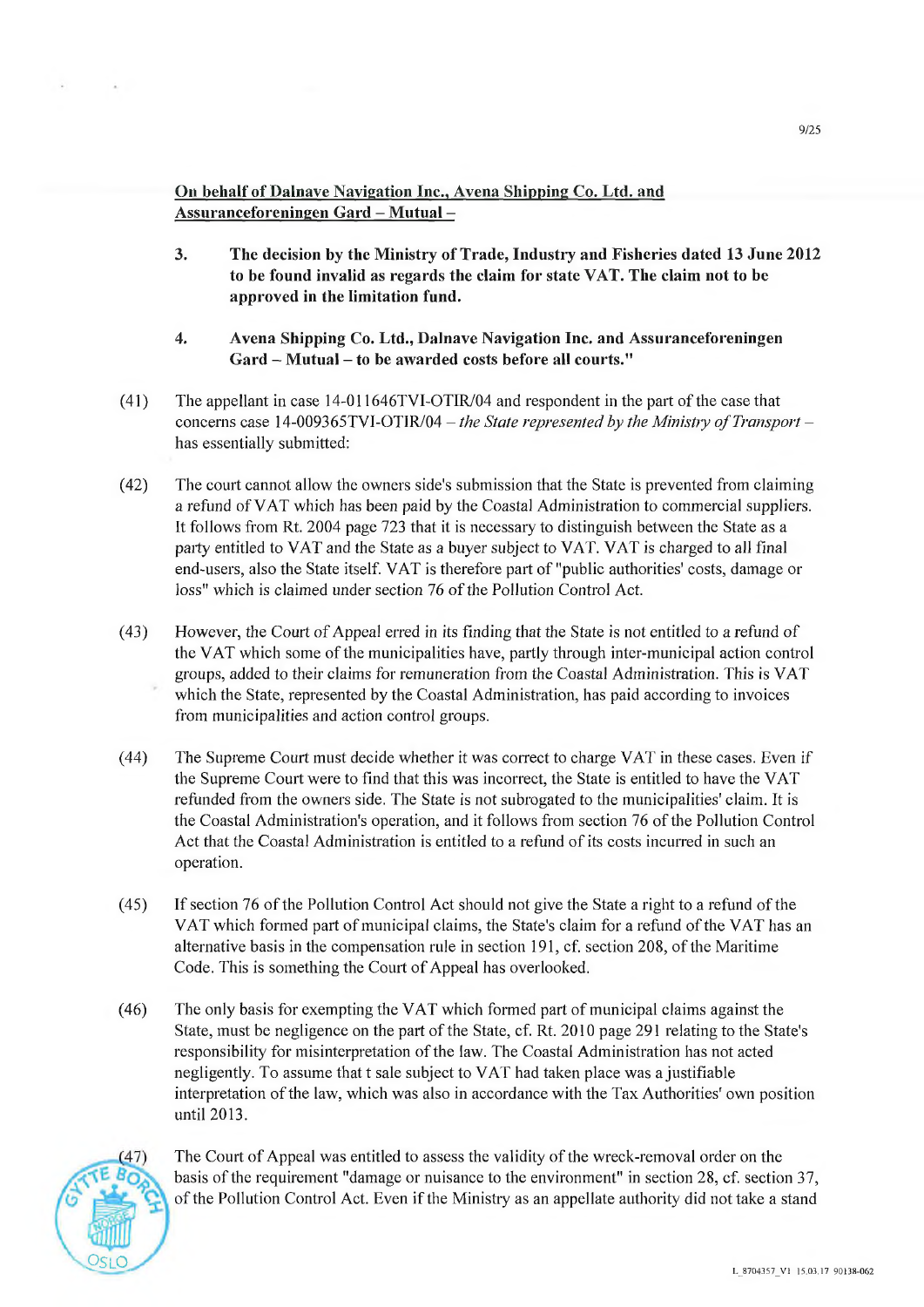**<u>On behalf of Dalnave Navigation Inc., Avena Shipping Co. Ltd. and Assuranceforeningen Gard – Mutual –</u>**

> **3. The decision by the Ministry of Trade, Industry and Fisheries dated 13 June 2012 to be found invalid as regards the claim for state VAT. The claim not to be approved in the limitation fund.**
>
> **4. Avena Shipping Co. Ltd., Dalnave Navigation Inc. and Assuranceforeningen Gard – Mutual – to be awarded costs before all courts."**

(41) The appellant in case 14-011646TVI-OTIR/04 and respondent in the part of the case that concerns case 14-009365TVI-OTIR/04 – *the State represented by the Ministry of Transport* – has essentially submitted:

(42) The court cannot allow the owners side's submission that the State is prevented from claiming a refund of VAT which has been paid by the Coastal Administration to commercial suppliers. It follows from Rt. 2004 page 723 that it is necessary to distinguish between the State as a party entitled to VAT and the State as a buyer subject to VAT. VAT is charged to all final end-users, also the State itself. VAT is therefore part of "public authorities' costs, damage or loss" which is claimed under section 76 of the Pollution Control Act.

(43) However, the Court of Appeal erred in its finding that the State is not entitled to a refund of the VAT which some of the municipalities have, partly through inter-municipal action control groups, added to their claims for remuneration from the Coastal Administration. This is VAT which the State, represented by the Coastal Administration, has paid according to invoices from municipalities and action control groups.

(44) The Supreme Court must decide whether it was correct to charge VAT in these cases. Even if the Supreme Court were to find that this was incorrect, the State is entitled to have the VAT refunded from the owners side. The State is not subrogated to the municipalities' claim. It is the Coastal Administration's operation, and it follows from section 76 of the Pollution Control Act that the Coastal Administration is entitled to a refund of its costs incurred in such an operation.

(45) If section 76 of the Pollution Control Act should not give the State a right to a refund of the VAT which formed part of municipal claims, the State's claim for a refund of the VAT has an alternative basis in the compensation rule in section 191, cf. section 208, of the Maritime Code. This is something the Court of Appeal has overlooked.

(46) The only basis for exempting the VAT which formed part of municipal claims against the State, must be negligence on the part of the State, cf. Rt. 2010 page 291 relating to the State's responsibility for misinterpretation of the law. The Coastal Administration has not acted negligently. To assume that t sale subject to VAT had taken place was a justifiable interpretation of the law, which was also in accordance with the Tax Authorities' own position until 2013.

(47) The Court of Appeal was entitled to assess the validity of the wreck-removal order on the basis of the requirement "damage or nuisance to the environment" in section 28, cf. section 37, of the Pollution Control Act. Even if the Ministry as an appellate authority did not take a stand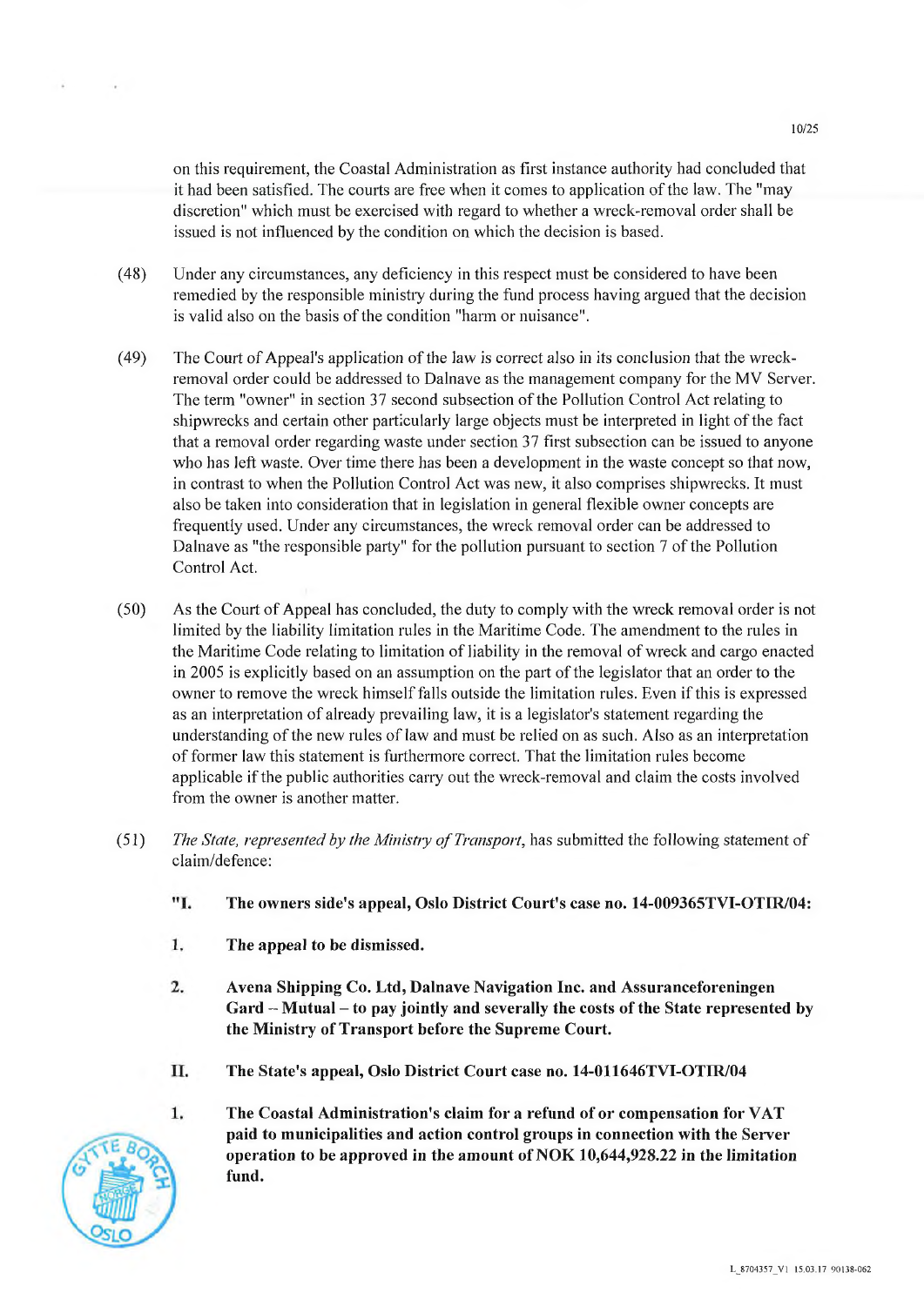on this requirement, the Coastal Administration as first instance authority had concluded that it had been satisfied. The courts are free when it comes to application of the law. The "may discretion" which must be exercised with regard to whether a wreck-removal order shall be issued is not influenced by the condition on which the decision is based.

(48) Under any circumstances, any deficiency in this respect must be considered to have been remedied by the responsible ministry during the fund process having argued that the decision is valid also on the basis of the condition "harm or nuisance".

(49) The Court of Appeal's application of the law is correct also in its conclusion that the wreck-removal order could be addressed to Dalnave as the management company for the MV Server. The term "owner" in section 37 second subsection of the Pollution Control Act relating to shipwrecks and certain other particularly large objects must be interpreted in light of the fact that a removal order regarding waste under section 37 first subsection can be issued to anyone who has left waste. Over time there has been a development in the waste concept so that now, in contrast to when the Pollution Control Act was new, it also comprises shipwrecks. It must also be taken into consideration that in legislation in general flexible owner concepts are frequently used. Under any circumstances, the wreck removal order can be addressed to Dalnave as "the responsible party" for the pollution pursuant to section 7 of the Pollution Control Act.

(50) As the Court of Appeal has concluded, the duty to comply with the wreck removal order is not limited by the liability limitation rules in the Maritime Code. The amendment to the rules in the Maritime Code relating to limitation of liability in the removal of wreck and cargo enacted in 2005 is explicitly based on an assumption on the part of the legislator that an order to the owner to remove the wreck himself falls outside the limitation rules. Even if this is expressed as an interpretation of already prevailing law, it is a legislator's statement regarding the understanding of the new rules of law and must be relied on as such. Also as an interpretation of former law this statement is furthermore correct. That the limitation rules become applicable if the public authorities carry out the wreck-removal and claim the costs involved from the owner is another matter.

(51) *The State, represented by the Ministry of Transport*, has submitted the following statement of claim/defence:

**"I. The owners side's appeal, Oslo District Court's case no. 14-009365TVI-OTIR/04:**

**1. The appeal to be dismissed.**

**2. Avena Shipping Co. Ltd, Dalnave Navigation Inc. and Assuranceforeningen Gard – Mutual – to pay jointly and severally the costs of the State represented by the Ministry of Transport before the Supreme Court.**

**II. The State's appeal, Oslo District Court case no. 14-011646TVI-OTIR/04**

**1. The Coastal Administration's claim for a refund of or compensation for VAT paid to municipalities and action control groups in connection with the Server operation to be approved in the amount of NOK 10,644,928.22 in the limitation fund.**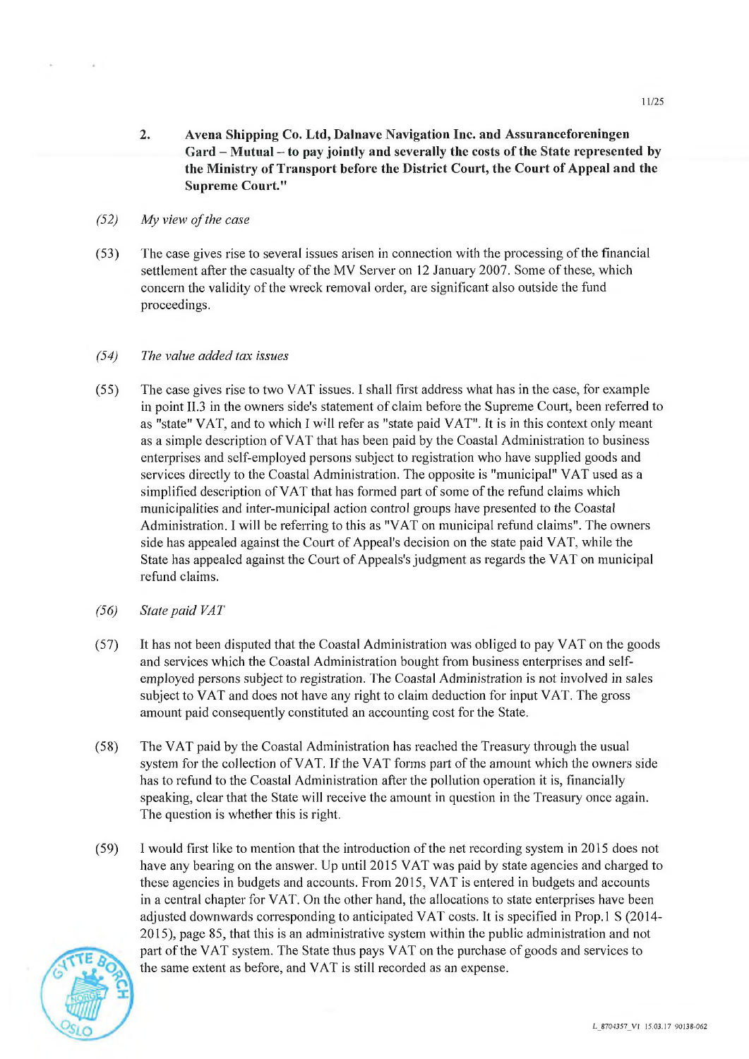2. **Avena Shipping Co. Ltd, Dalnave Navigation Inc. and Assuranceforeningen Gard – Mutual – to pay jointly and severally the costs of the State represented by the Ministry of Transport before the District Court, the Court of Appeal and the Supreme Court."**

(52) *My view of the case*

(53) The case gives rise to several issues arisen in connection with the processing of the financial settlement after the casualty of the MV Server on 12 January 2007. Some of these, which concern the validity of the wreck removal order, are significant also outside the fund proceedings.

(54) *The value added tax issues*

(55) The case gives rise to two VAT issues. I shall first address what has in the case, for example in point II.3 in the owners side's statement of claim before the Supreme Court, been referred to as "state" VAT, and to which I will refer as "state paid VAT". It is in this context only meant as a simple description of VAT that has been paid by the Coastal Administration to business enterprises and self-employed persons subject to registration who have supplied goods and services directly to the Coastal Administration. The opposite is "municipal" VAT used as a simplified description of VAT that has formed part of some of the refund claims which municipalities and inter-municipal action control groups have presented to the Coastal Administration. I will be referring to this as "VAT on municipal refund claims". The owners side has appealed against the Court of Appeal's decision on the state paid VAT, while the State has appealed against the Court of Appeals's judgment as regards the VAT on municipal refund claims.

(56) *State paid VAT*

(57) It has not been disputed that the Coastal Administration was obliged to pay VAT on the goods and services which the Coastal Administration bought from business enterprises and self-employed persons subject to registration. The Coastal Administration is not involved in sales subject to VAT and does not have any right to claim deduction for input VAT. The gross amount paid consequently constituted an accounting cost for the State.

(58) The VAT paid by the Coastal Administration has reached the Treasury through the usual system for the collection of VAT. If the VAT forms part of the amount which the owners side has to refund to the Coastal Administration after the pollution operation it is, financially speaking, clear that the State will receive the amount in question in the Treasury once again. The question is whether this is right.

(59) I would first like to mention that the introduction of the net recording system in 2015 does not have any bearing on the answer. Up until 2015 VAT was paid by state agencies and charged to these agencies in budgets and accounts. From 2015, VAT is entered in budgets and accounts in a central chapter for VAT. On the other hand, the allocations to state enterprises have been adjusted downwards corresponding to anticipated VAT costs. It is specified in Prop.1 S (2014-2015), page 85, that this is an administrative system within the public administration and not part of the VAT system. The State thus pays VAT on the purchase of goods and services to the same extent as before, and VAT is still recorded as an expense.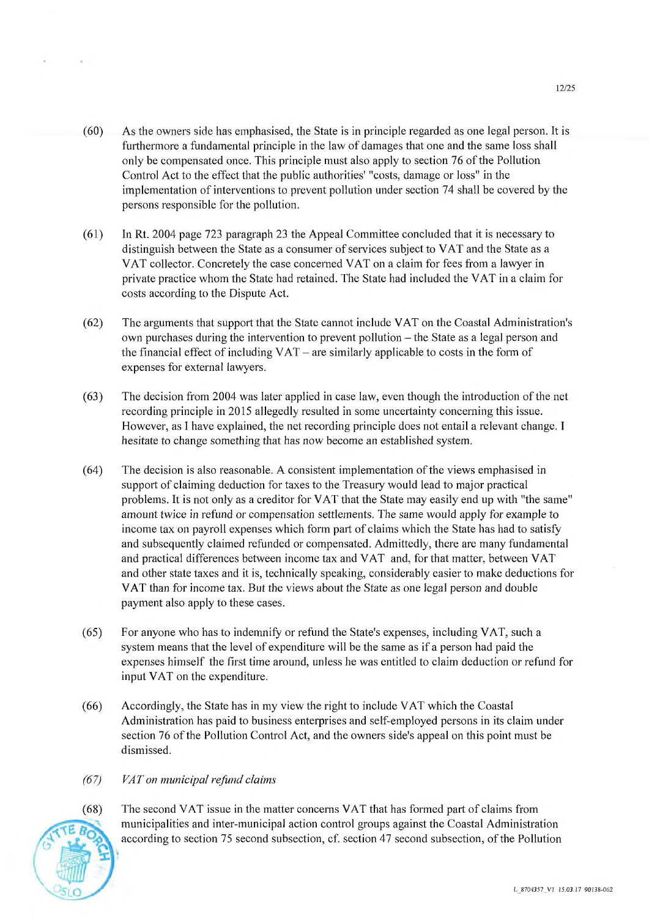(60) As the owners side has emphasised, the State is in principle regarded as one legal person. It is furthermore a fundamental principle in the law of damages that one and the same loss shall only be compensated once. This principle must also apply to section 76 of the Pollution Control Act to the effect that the public authorities' "costs, damage or loss" in the implementation of interventions to prevent pollution under section 74 shall be covered by the persons responsible for the pollution.

(61) In Rt. 2004 page 723 paragraph 23 the Appeal Committee concluded that it is necessary to distinguish between the State as a consumer of services subject to VAT and the State as a VAT collector. Concretely the case concerned VAT on a claim for fees from a lawyer in private practice whom the State had retained. The State had included the VAT in a claim for costs according to the Dispute Act.

(62) The arguments that support that the State cannot include VAT on the Coastal Administration's own purchases during the intervention to prevent pollution – the State as a legal person and the financial effect of including VAT – are similarly applicable to costs in the form of expenses for external lawyers.

(63) The decision from 2004 was later applied in case law, even though the introduction of the net recording principle in 2015 allegedly resulted in some uncertainty concerning this issue. However, as I have explained, the net recording principle does not entail a relevant change. I hesitate to change something that has now become an established system.

(64) The decision is also reasonable. A consistent implementation of the views emphasised in support of claiming deduction for taxes to the Treasury would lead to major practical problems. It is not only as a creditor for VAT that the State may easily end up with "the same" amount twice in refund or compensation settlements. The same would apply for example to income tax on payroll expenses which form part of claims which the State has had to satisfy and subsequently claimed refunded or compensated. Admittedly, there are many fundamental and practical differences between income tax and VAT and, for that matter, between VAT and other state taxes and it is, technically speaking, considerably easier to make deductions for VAT than for income tax. But the views about the State as one legal person and double payment also apply to these cases.

(65) For anyone who has to indemnify or refund the State's expenses, including VAT, such a system means that the level of expenditure will be the same as if a person had paid the expenses himself the first time around, unless he was entitled to claim deduction or refund for input VAT on the expenditure.

(66) Accordingly, the State has in my view the right to include VAT which the Coastal Administration has paid to business enterprises and self-employed persons in its claim under section 76 of the Pollution Control Act, and the owners side's appeal on this point must be dismissed.

*(67) VAT on municipal refund claims*

(68) The second VAT issue in the matter concerns VAT that has formed part of claims from municipalities and inter-municipal action control groups against the Coastal Administration according to section 75 second subsection, cf. section 47 second subsection, of the Pollution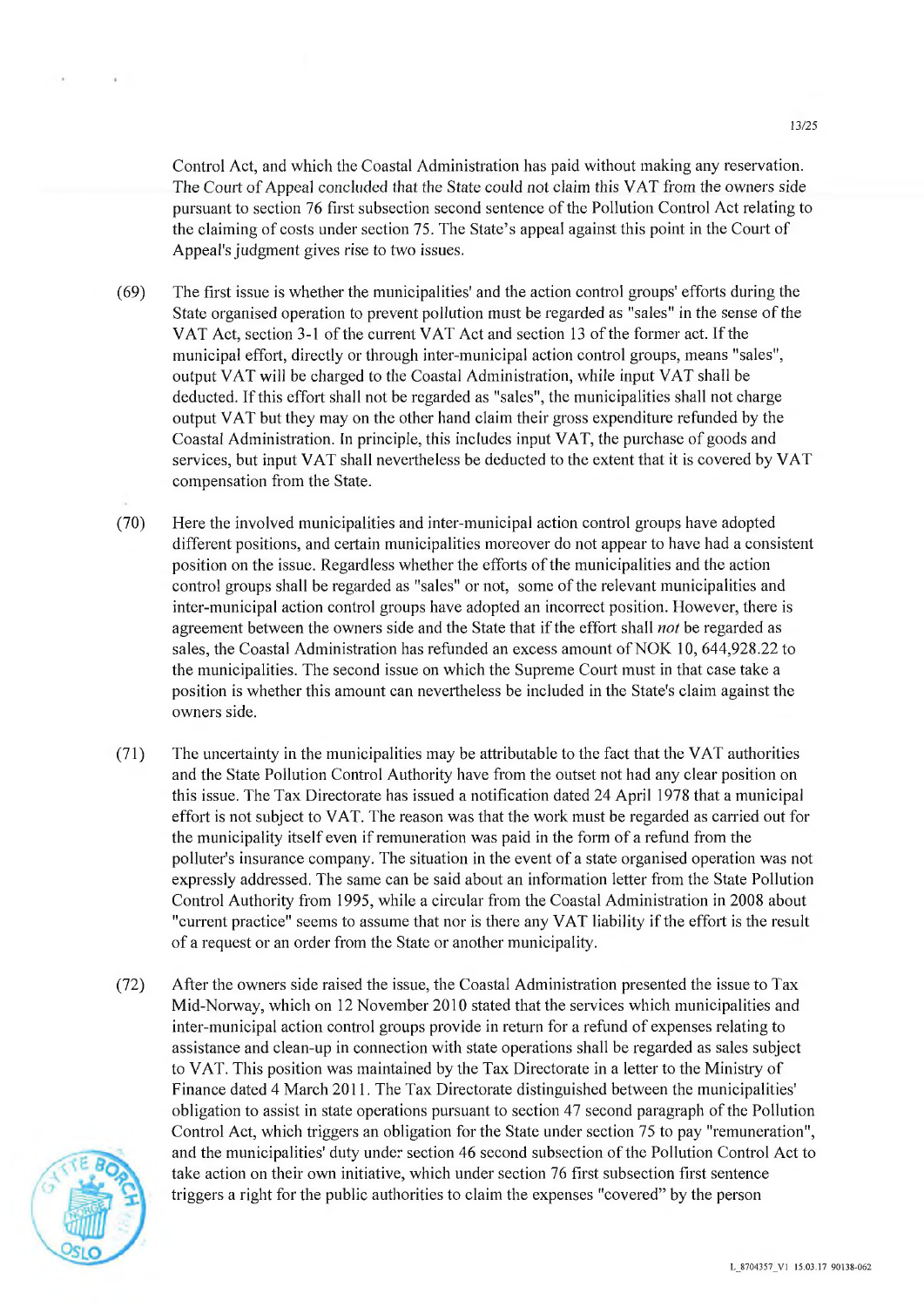Control Act, and which the Coastal Administration has paid without making any reservation. The Court of Appeal concluded that the State could not claim this VAT from the owners side pursuant to section 76 first subsection second sentence of the Pollution Control Act relating to the claiming of costs under section 75. The State's appeal against this point in the Court of Appeal's judgment gives rise to two issues.

(69) The first issue is whether the municipalities' and the action control groups' efforts during the State organised operation to prevent pollution must be regarded as "sales" in the sense of the VAT Act, section 3-1 of the current VAT Act and section 13 of the former act. If the municipal effort, directly or through inter-municipal action control groups, means "sales", output VAT will be charged to the Coastal Administration, while input VAT shall be deducted. If this effort shall not be regarded as "sales", the municipalities shall not charge output VAT but they may on the other hand claim their gross expenditure refunded by the Coastal Administration. In principle, this includes input VAT, the purchase of goods and services, but input VAT shall nevertheless be deducted to the extent that it is covered by VAT compensation from the State.

(70) Here the involved municipalities and inter-municipal action control groups have adopted different positions, and certain municipalities moreover do not appear to have had a consistent position on the issue. Regardless whether the efforts of the municipalities and the action control groups shall be regarded as "sales" or not, some of the relevant municipalities and inter-municipal action control groups have adopted an incorrect position. However, there is agreement between the owners side and the State that if the effort shall *not* be regarded as sales, the Coastal Administration has refunded an excess amount of NOK 10, 644,928.22 to the municipalities. The second issue on which the Supreme Court must in that case take a position is whether this amount can nevertheless be included in the State's claim against the owners side.

(71) The uncertainty in the municipalities may be attributable to the fact that the VAT authorities and the State Pollution Control Authority have from the outset not had any clear position on this issue. The Tax Directorate has issued a notification dated 24 April 1978 that a municipal effort is not subject to VAT. The reason was that the work must be regarded as carried out for the municipality itself even if remuneration was paid in the form of a refund from the polluter's insurance company. The situation in the event of a state organised operation was not expressly addressed. The same can be said about an information letter from the State Pollution Control Authority from 1995, while a circular from the Coastal Administration in 2008 about "current practice" seems to assume that nor is there any VAT liability if the effort is the result of a request or an order from the State or another municipality.

(72) After the owners side raised the issue, the Coastal Administration presented the issue to Tax Mid-Norway, which on 12 November 2010 stated that the services which municipalities and inter-municipal action control groups provide in return for a refund of expenses relating to assistance and clean-up in connection with state operations shall be regarded as sales subject to VAT. This position was maintained by the Tax Directorate in a letter to the Ministry of Finance dated 4 March 2011. The Tax Directorate distinguished between the municipalities' obligation to assist in state operations pursuant to section 47 second paragraph of the Pollution Control Act, which triggers an obligation for the State under section 75 to pay "remuneration", and the municipalities' duty under section 46 second subsection of the Pollution Control Act to take action on their own initiative, which under section 76 first subsection first sentence triggers a right for the public authorities to claim the expenses "covered" by the person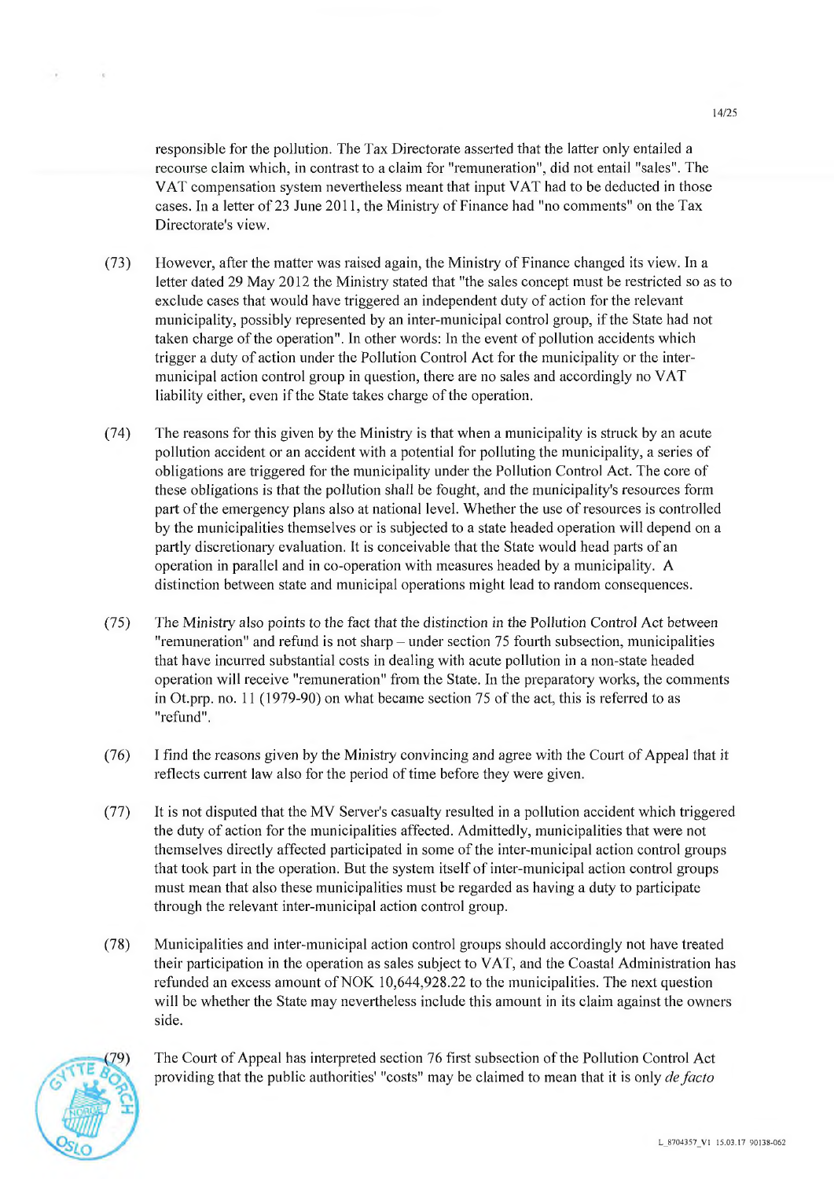responsible for the pollution. The Tax Directorate asserted that the latter only entailed a recourse claim which, in contrast to a claim for "remuneration", did not entail "sales". The VAT compensation system nevertheless meant that input VAT had to be deducted in those cases. In a letter of 23 June 2011, the Ministry of Finance had "no comments" on the Tax Directorate's view.

(73) However, after the matter was raised again, the Ministry of Finance changed its view. In a letter dated 29 May 2012 the Ministry stated that "the sales concept must be restricted so as to exclude cases that would have triggered an independent duty of action for the relevant municipality, possibly represented by an inter-municipal control group, if the State had not taken charge of the operation". In other words: In the event of pollution accidents which trigger a duty of action under the Pollution Control Act for the municipality or the inter-municipal action control group in question, there are no sales and accordingly no VAT liability either, even if the State takes charge of the operation.

(74) The reasons for this given by the Ministry is that when a municipality is struck by an acute pollution accident or an accident with a potential for polluting the municipality, a series of obligations are triggered for the municipality under the Pollution Control Act. The core of these obligations is that the pollution shall be fought, and the municipality's resources form part of the emergency plans also at national level. Whether the use of resources is controlled by the municipalities themselves or is subjected to a state headed operation will depend on a partly discretionary evaluation. It is conceivable that the State would head parts of an operation in parallel and in co-operation with measures headed by a municipality. A distinction between state and municipal operations might lead to random consequences.

(75) The Ministry also points to the fact that the distinction in the Pollution Control Act between "remuneration" and refund is not sharp – under section 75 fourth subsection, municipalities that have incurred substantial costs in dealing with acute pollution in a non-state headed operation will receive "remuneration" from the State. In the preparatory works, the comments in Ot.prp. no. 11 (1979-90) on what became section 75 of the act, this is referred to as "refund".

(76) I find the reasons given by the Ministry convincing and agree with the Court of Appeal that it reflects current law also for the period of time before they were given.

(77) It is not disputed that the MV Server's casualty resulted in a pollution accident which triggered the duty of action for the municipalities affected. Admittedly, municipalities that were not themselves directly affected participated in some of the inter-municipal action control groups that took part in the operation. But the system itself of inter-municipal action control groups must mean that also these municipalities must be regarded as having a duty to participate through the relevant inter-municipal action control group.

(78) Municipalities and inter-municipal action control groups should accordingly not have treated their participation in the operation as sales subject to VAT, and the Coastal Administration has refunded an excess amount of NOK 10,644,928.22 to the municipalities. The next question will be whether the State may nevertheless include this amount in its claim against the owners side.

(79) The Court of Appeal has interpreted section 76 first subsection of the Pollution Control Act providing that the public authorities' "costs" may be claimed to mean that it is only *de facto*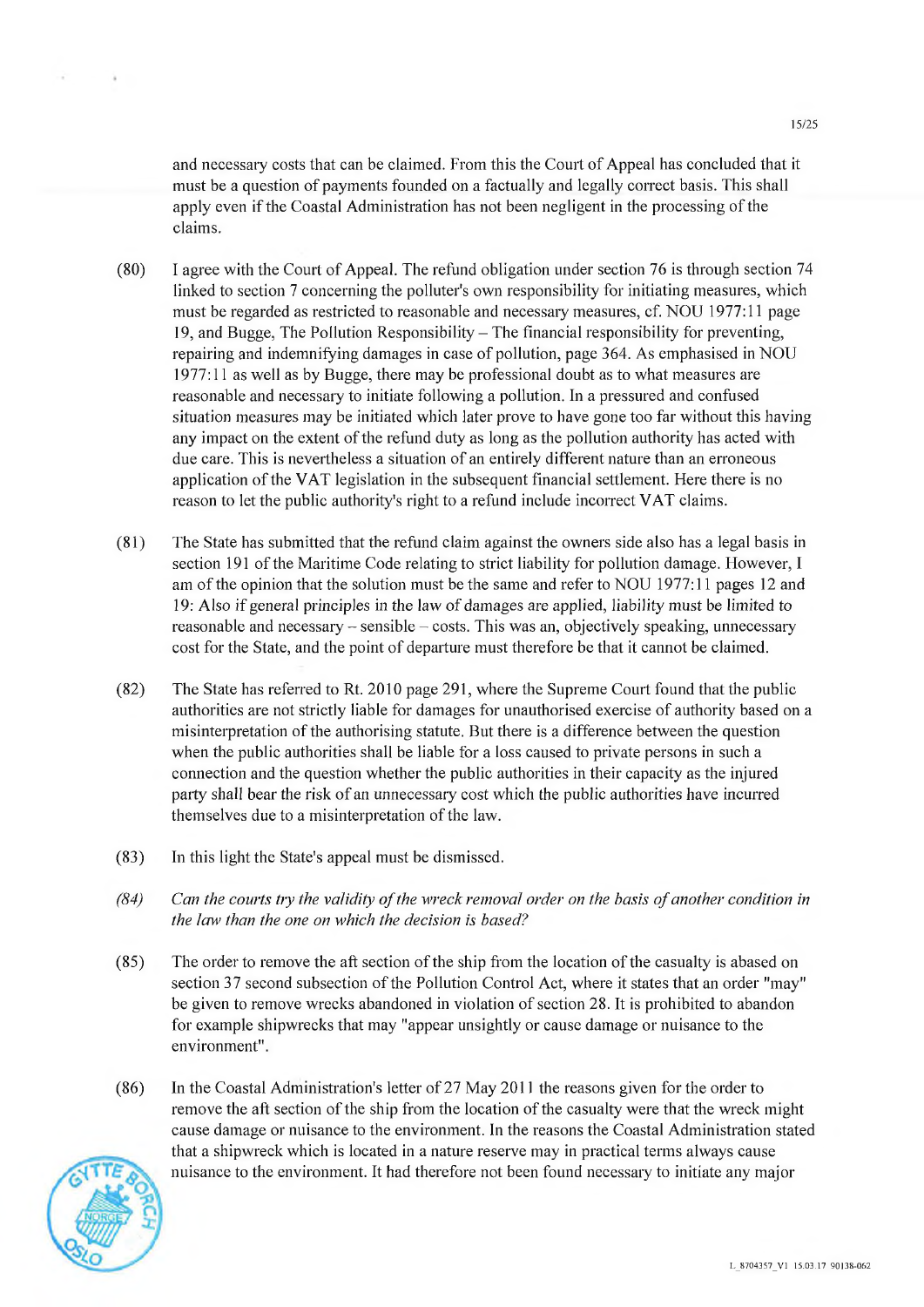and necessary costs that can be claimed. From this the Court of Appeal has concluded that it must be a question of payments founded on a factually and legally correct basis. This shall apply even if the Coastal Administration has not been negligent in the processing of the claims.

(80) I agree with the Court of Appeal. The refund obligation under section 76 is through section 74 linked to section 7 concerning the polluter's own responsibility for initiating measures, which must be regarded as restricted to reasonable and necessary measures, cf. NOU 1977:11 page 19, and Bugge, The Pollution Responsibility – The financial responsibility for preventing, repairing and indemnifying damages in case of pollution, page 364. As emphasised in NOU 1977:11 as well as by Bugge, there may be professional doubt as to what measures are reasonable and necessary to initiate following a pollution. In a pressured and confused situation measures may be initiated which later prove to have gone too far without this having any impact on the extent of the refund duty as long as the pollution authority has acted with due care. This is nevertheless a situation of an entirely different nature than an erroneous application of the VAT legislation in the subsequent financial settlement. Here there is no reason to let the public authority's right to a refund include incorrect VAT claims.

(81) The State has submitted that the refund claim against the owners side also has a legal basis in section 191 of the Maritime Code relating to strict liability for pollution damage. However, I am of the opinion that the solution must be the same and refer to NOU 1977:11 pages 12 and 19: Also if general principles in the law of damages are applied, liability must be limited to reasonable and necessary – sensible – costs. This was an, objectively speaking, unnecessary cost for the State, and the point of departure must therefore be that it cannot be claimed.

(82) The State has referred to Rt. 2010 page 291, where the Supreme Court found that the public authorities are not strictly liable for damages for unauthorised exercise of authority based on a misinterpretation of the authorising statute. But there is a difference between the question when the public authorities shall be liable for a loss caused to private persons in such a connection and the question whether the public authorities in their capacity as the injured party shall bear the risk of an unnecessary cost which the public authorities have incurred themselves due to a misinterpretation of the law.

(83) In this light the State's appeal must be dismissed.

*(84) Can the courts try the validity of the wreck removal order on the basis of another condition in the law than the one on which the decision is based?*

(85) The order to remove the aft section of the ship from the location of the casualty is abased on section 37 second subsection of the Pollution Control Act, where it states that an order "may" be given to remove wrecks abandoned in violation of section 28. It is prohibited to abandon for example shipwrecks that may "appear unsightly or cause damage or nuisance to the environment".

(86) In the Coastal Administration's letter of 27 May 2011 the reasons given for the order to remove the aft section of the ship from the location of the casualty were that the wreck might cause damage or nuisance to the environment. In the reasons the Coastal Administration stated that a shipwreck which is located in a nature reserve may in practical terms always cause nuisance to the environment. It had therefore not been found necessary to initiate any major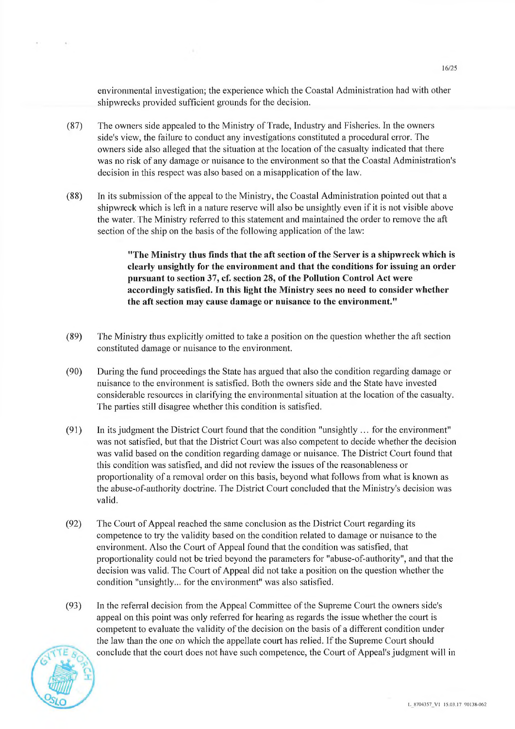environmental investigation; the experience which the Coastal Administration had with other shipwrecks provided sufficient grounds for the decision.

(87) The owners side appealed to the Ministry of Trade, Industry and Fisheries. In the owners side's view, the failure to conduct any investigations constituted a procedural error. The owners side also alleged that the situation at the location of the casualty indicated that there was no risk of any damage or nuisance to the environment so that the Coastal Administration's decision in this respect was also based on a misapplication of the law.

(88) In its submission of the appeal to the Ministry, the Coastal Administration pointed out that a shipwreck which is left in a nature reserve will also be unsightly even if it is not visible above the water. The Ministry referred to this statement and maintained the order to remove the aft section of the ship on the basis of the following application of the law:

> **"The Ministry thus finds that the aft section of the Server is a shipwreck which is clearly unsightly for the environment and that the conditions for issuing an order pursuant to section 37, cf. section 28, of the Pollution Control Act were accordingly satisfied. In this light the Ministry sees no need to consider whether the aft section may cause damage or nuisance to the environment."**

(89) The Ministry thus explicitly omitted to take a position on the question whether the aft section constituted damage or nuisance to the environment.

(90) During the fund proceedings the State has argued that also the condition regarding damage or nuisance to the environment is satisfied. Both the owners side and the State have invested considerable resources in clarifying the environmental situation at the location of the casualty. The parties still disagree whether this condition is satisfied.

(91) In its judgment the District Court found that the condition "unsightly ... for the environment" was not satisfied, but that the District Court was also competent to decide whether the decision was valid based on the condition regarding damage or nuisance. The District Court found that this condition was satisfied, and did not review the issues of the reasonableness or proportionality of a removal order on this basis, beyond what follows from what is known as the abuse-of-authority doctrine. The District Court concluded that the Ministry's decision was valid.

(92) The Court of Appeal reached the same conclusion as the District Court regarding its competence to try the validity based on the condition related to damage or nuisance to the environment. Also the Court of Appeal found that the condition was satisfied, that proportionality could not be tried beyond the parameters for "abuse-of-authority", and that the decision was valid. The Court of Appeal did not take a position on the question whether the condition "unsightly... for the environment" was also satisfied.

(93) In the referral decision from the Appeal Committee of the Supreme Court the owners side's appeal on this point was only referred for hearing as regards the issue whether the court is competent to evaluate the validity of the decision on the basis of a different condition under the law than the one on which the appellate court has relied. If the Supreme Court should conclude that the court does not have such competence, the Court of Appeal's judgment will in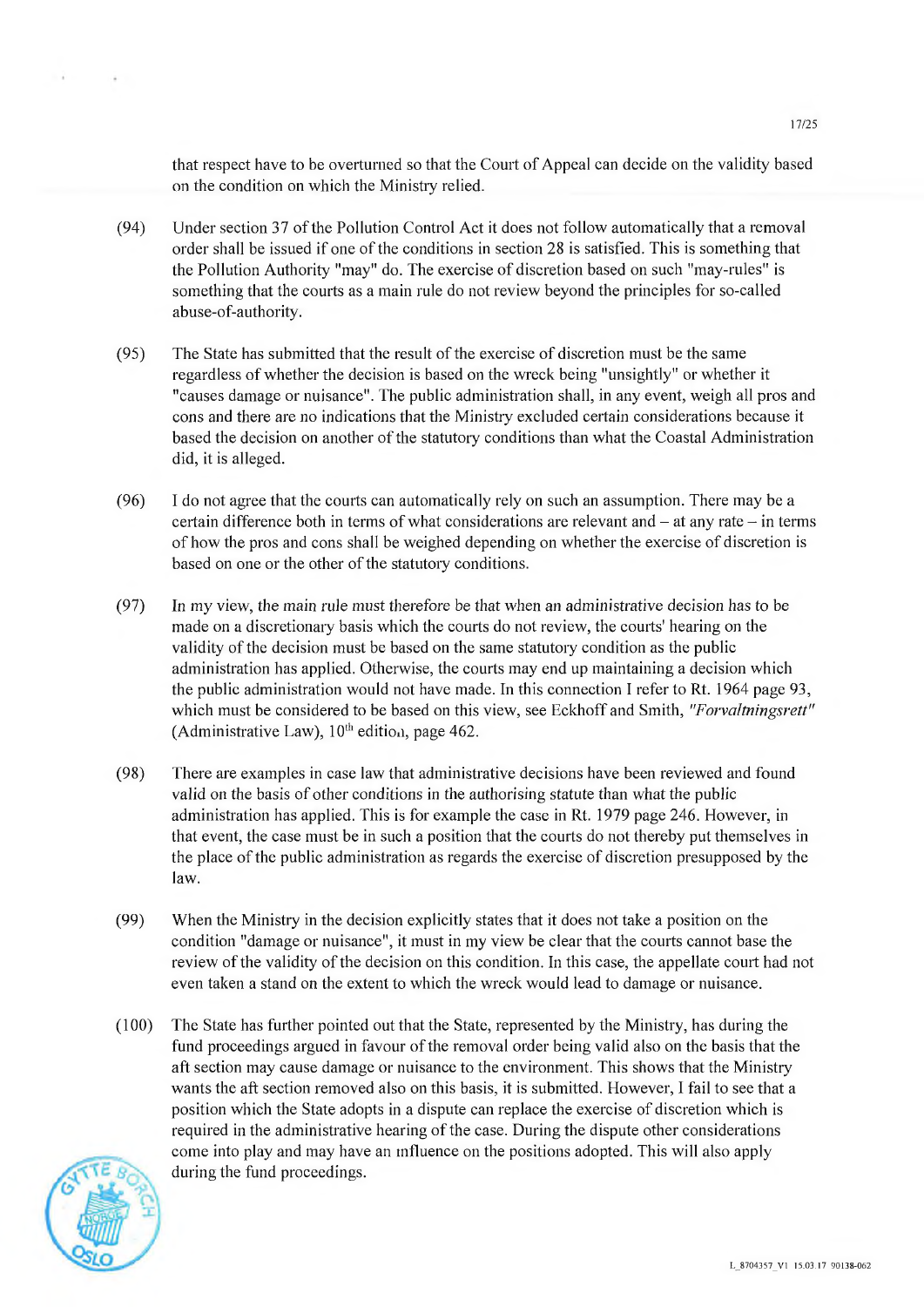that respect have to be overturned so that the Court of Appeal can decide on the validity based on the condition on which the Ministry relied.

(94) Under section 37 of the Pollution Control Act it does not follow automatically that a removal order shall be issued if one of the conditions in section 28 is satisfied. This is something that the Pollution Authority "may" do. The exercise of discretion based on such "may-rules" is something that the courts as a main rule do not review beyond the principles for so-called abuse-of-authority.

(95) The State has submitted that the result of the exercise of discretion must be the same regardless of whether the decision is based on the wreck being "unsightly" or whether it "causes damage or nuisance". The public administration shall, in any event, weigh all pros and cons and there are no indications that the Ministry excluded certain considerations because it based the decision on another of the statutory conditions than what the Coastal Administration did, it is alleged.

(96) I do not agree that the courts can automatically rely on such an assumption. There may be a certain difference both in terms of what considerations are relevant and – at any rate – in terms of how the pros and cons shall be weighed depending on whether the exercise of discretion is based on one or the other of the statutory conditions.

(97) In my view, the main rule must therefore be that when an administrative decision has to be made on a discretionary basis which the courts do not review, the courts' hearing on the validity of the decision must be based on the same statutory condition as the public administration has applied. Otherwise, the courts may end up maintaining a decision which the public administration would not have made. In this connection I refer to Rt. 1964 page 93, which must be considered to be based on this view, see Eckhoff and Smith, *"Forvaltningsrett"* (Administrative Law), 10th edition, page 462.

(98) There are examples in case law that administrative decisions have been reviewed and found valid on the basis of other conditions in the authorising statute than what the public administration has applied. This is for example the case in Rt. 1979 page 246. However, in that event, the case must be in such a position that the courts do not thereby put themselves in the place of the public administration as regards the exercise of discretion presupposed by the law.

(99) When the Ministry in the decision explicitly states that it does not take a position on the condition "damage or nuisance", it must in my view be clear that the courts cannot base the review of the validity of the decision on this condition. In this case, the appellate court had not even taken a stand on the extent to which the wreck would lead to damage or nuisance.

(100) The State has further pointed out that the State, represented by the Ministry, has during the fund proceedings argued in favour of the removal order being valid also on the basis that the aft section may cause damage or nuisance to the environment. This shows that the Ministry wants the aft section removed also on this basis, it is submitted. However, I fail to see that a position which the State adopts in a dispute can replace the exercise of discretion which is required in the administrative hearing of the case. During the dispute other considerations come into play and may have an influence on the positions adopted. This will also apply during the fund proceedings.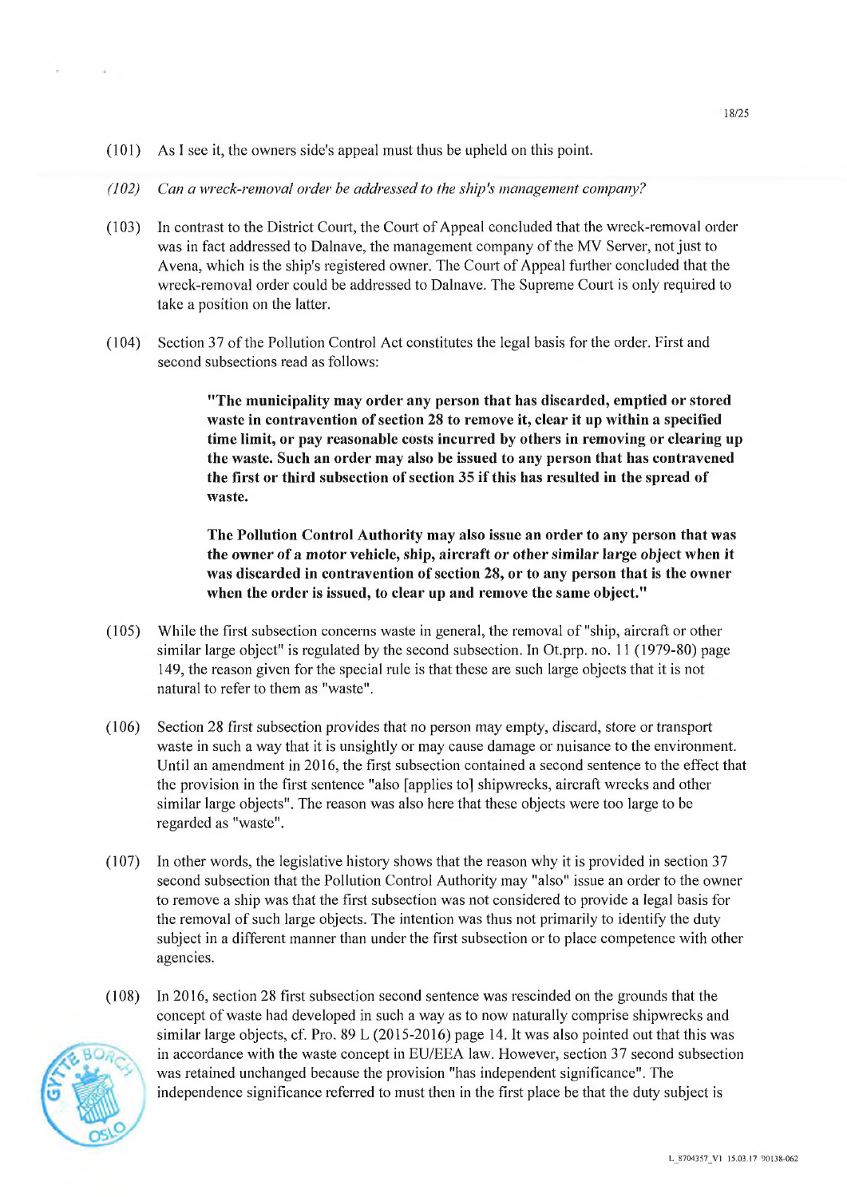(101) As I see it, the owners side's appeal must thus be upheld on this point.

*(102) Can a wreck-removal order be addressed to the ship's management company?*

(103) In contrast to the District Court, the Court of Appeal concluded that the wreck-removal order was in fact addressed to Dalnave, the management company of the MV Server, not just to Avena, which is the ship's registered owner. The Court of Appeal further concluded that the wreck-removal order could be addressed to Dalnave. The Supreme Court is only required to take a position on the latter.

(104) Section 37 of the Pollution Control Act constitutes the legal basis for the order. First and second subsections read as follows:

> **"The municipality may order any person that has discarded, emptied or stored waste in contravention of section 28 to remove it, clear it up within a specified time limit, or pay reasonable costs incurred by others in removing or clearing up the waste. Such an order may also be issued to any person that has contravened the first or third subsection of section 35 if this has resulted in the spread of waste.**
>
> **The Pollution Control Authority may also issue an order to any person that was the owner of a motor vehicle, ship, aircraft or other similar large object when it was discarded in contravention of section 28, or to any person that is the owner when the order is issued, to clear up and remove the same object."**

(105) While the first subsection concerns waste in general, the removal of "ship, aircraft or other similar large object" is regulated by the second subsection. In Ot.prp. no. 11 (1979-80) page 149, the reason given for the special rule is that these are such large objects that it is not natural to refer to them as "waste".

(106) Section 28 first subsection provides that no person may empty, discard, store or transport waste in such a way that it is unsightly or may cause damage or nuisance to the environment. Until an amendment in 2016, the first subsection contained a second sentence to the effect that the provision in the first sentence "also [applies to] shipwrecks, aircraft wrecks and other similar large objects". The reason was also here that these objects were too large to be regarded as "waste".

(107) In other words, the legislative history shows that the reason why it is provided in section 37 second subsection that the Pollution Control Authority may "also" issue an order to the owner to remove a ship was that the first subsection was not considered to provide a legal basis for the removal of such large objects. The intention was thus not primarily to identify the duty subject in a different manner than under the first subsection or to place competence with other agencies.

(108) In 2016, section 28 first subsection second sentence was rescinded on the grounds that the concept of waste had developed in such a way as to now naturally comprise shipwrecks and similar large objects, cf. Pro. 89 L (2015-2016) page 14. It was also pointed out that this was in accordance with the waste concept in EU/EEA law. However, section 37 second subsection was retained unchanged because the provision "has independent significance". The independence significance referred to must then in the first place be that the duty subject is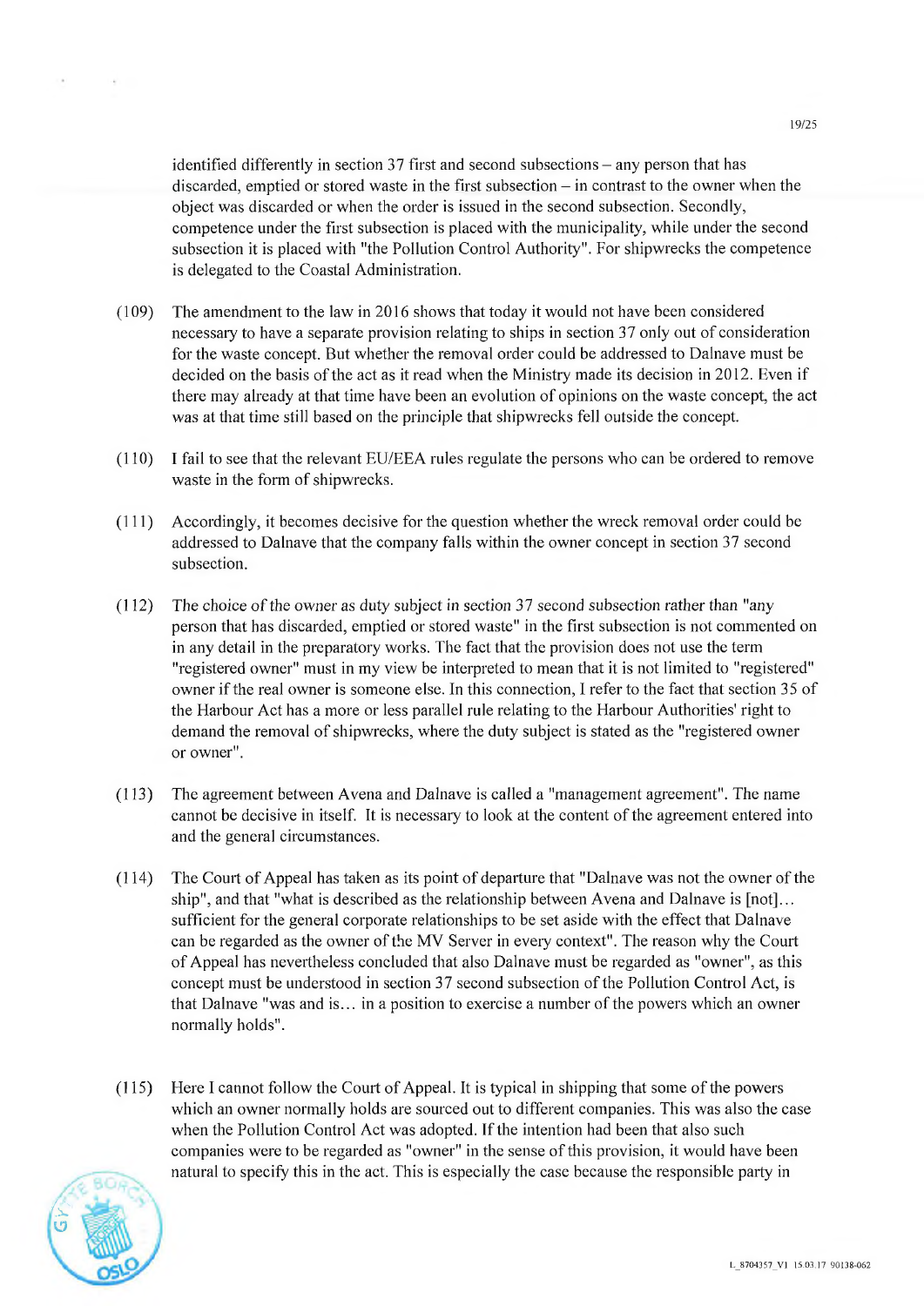identified differently in section 37 first and second subsections – any person that has discarded, emptied or stored waste in the first subsection – in contrast to the owner when the object was discarded or when the order is issued in the second subsection. Secondly, competence under the first subsection is placed with the municipality, while under the second subsection it is placed with "the Pollution Control Authority". For shipwrecks the competence is delegated to the Coastal Administration.

(109) The amendment to the law in 2016 shows that today it would not have been considered necessary to have a separate provision relating to ships in section 37 only out of consideration for the waste concept. But whether the removal order could be addressed to Dalnave must be decided on the basis of the act as it read when the Ministry made its decision in 2012. Even if there may already at that time have been an evolution of opinions on the waste concept, the act was at that time still based on the principle that shipwrecks fell outside the concept.

(110) I fail to see that the relevant EU/EEA rules regulate the persons who can be ordered to remove waste in the form of shipwrecks.

(111) Accordingly, it becomes decisive for the question whether the wreck removal order could be addressed to Dalnave that the company falls within the owner concept in section 37 second subsection.

(112) The choice of the owner as duty subject in section 37 second subsection rather than "any person that has discarded, emptied or stored waste" in the first subsection is not commented on in any detail in the preparatory works. The fact that the provision does not use the term "registered owner" must in my view be interpreted to mean that it is not limited to "registered" owner if the real owner is someone else. In this connection, I refer to the fact that section 35 of the Harbour Act has a more or less parallel rule relating to the Harbour Authorities' right to demand the removal of shipwrecks, where the duty subject is stated as the "registered owner or owner".

(113) The agreement between Avena and Dalnave is called a "management agreement". The name cannot be decisive in itself. It is necessary to look at the content of the agreement entered into and the general circumstances.

(114) The Court of Appeal has taken as its point of departure that "Dalnave was not the owner of the ship", and that "what is described as the relationship between Avena and Dalnave is [not]... sufficient for the general corporate relationships to be set aside with the effect that Dalnave can be regarded as the owner of the MV Server in every context". The reason why the Court of Appeal has nevertheless concluded that also Dalnave must be regarded as "owner", as this concept must be understood in section 37 second subsection of the Pollution Control Act, is that Dalnave "was and is... in a position to exercise a number of the powers which an owner normally holds".

(115) Here I cannot follow the Court of Appeal. It is typical in shipping that some of the powers which an owner normally holds are sourced out to different companies. This was also the case when the Pollution Control Act was adopted. If the intention had been that also such companies were to be regarded as "owner" in the sense of this provision, it would have been natural to specify this in the act. This is especially the case because the responsible party in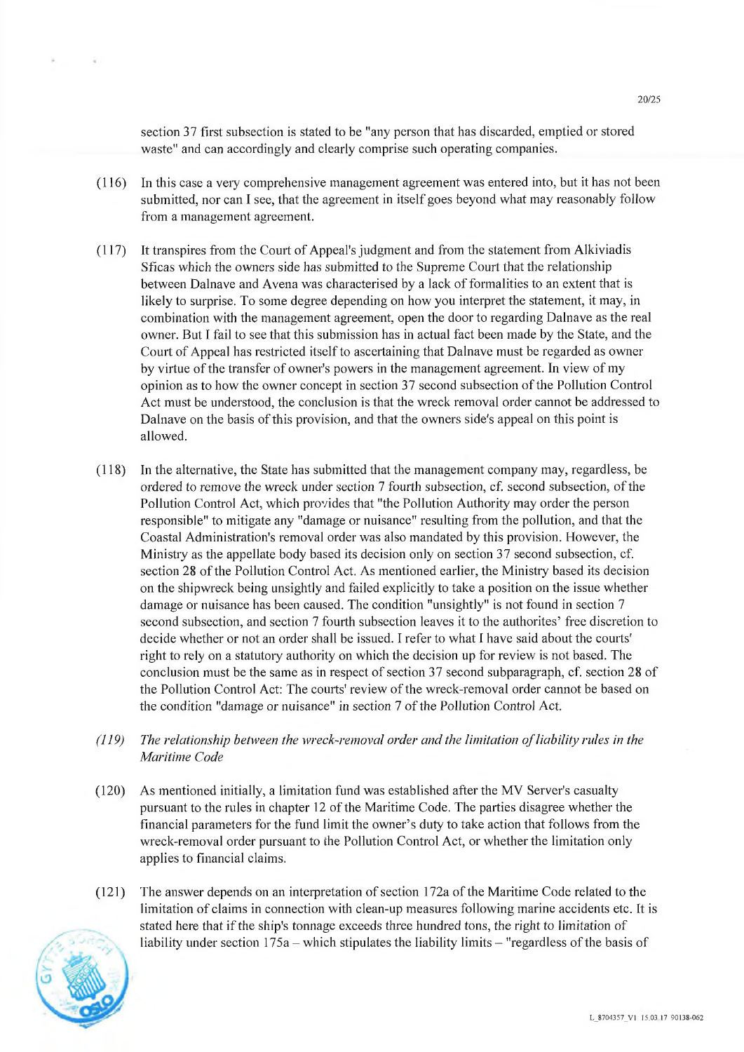section 37 first subsection is stated to be "any person that has discarded, emptied or stored waste" and can accordingly and clearly comprise such operating companies.

(116) In this case a very comprehensive management agreement was entered into, but it has not been submitted, nor can I see, that the agreement in itself goes beyond what may reasonably follow from a management agreement.

(117) It transpires from the Court of Appeal's judgment and from the statement from Alkiviadis Sficas which the owners side has submitted to the Supreme Court that the relationship between Dalnave and Avena was characterised by a lack of formalities to an extent that is likely to surprise. To some degree depending on how you interpret the statement, it may, in combination with the management agreement, open the door to regarding Dalnave as the real owner. But I fail to see that this submission has in actual fact been made by the State, and the Court of Appeal has restricted itself to ascertaining that Dalnave must be regarded as owner by virtue of the transfer of owner's powers in the management agreement. In view of my opinion as to how the owner concept in section 37 second subsection of the Pollution Control Act must be understood, the conclusion is that the wreck removal order cannot be addressed to Dalnave on the basis of this provision, and that the owners side's appeal on this point is allowed.

(118) In the alternative, the State has submitted that the management company may, regardless, be ordered to remove the wreck under section 7 fourth subsection, cf. second subsection, of the Pollution Control Act, which provides that "the Pollution Authority may order the person responsible" to mitigate any "damage or nuisance" resulting from the pollution, and that the Coastal Administration's removal order was also mandated by this provision. However, the Ministry as the appellate body based its decision only on section 37 second subsection, cf. section 28 of the Pollution Control Act. As mentioned earlier, the Ministry based its decision on the shipwreck being unsightly and failed explicitly to take a position on the issue whether damage or nuisance has been caused. The condition "unsightly" is not found in section 7 second subsection, and section 7 fourth subsection leaves it to the authorites' free discretion to decide whether or not an order shall be issued. I refer to what I have said about the courts' right to rely on a statutory authority on which the decision up for review is not based. The conclusion must be the same as in respect of section 37 second subparagraph, cf. section 28 of the Pollution Control Act: The courts' review of the wreck-removal order cannot be based on the condition "damage or nuisance" in section 7 of the Pollution Control Act.

*(119) The relationship between the wreck-removal order and the limitation of liability rules in the Maritime Code*

(120) As mentioned initially, a limitation fund was established after the MV Server's casualty pursuant to the rules in chapter 12 of the Maritime Code. The parties disagree whether the financial parameters for the fund limit the owner's duty to take action that follows from the wreck-removal order pursuant to the Pollution Control Act, or whether the limitation only applies to financial claims.

(121) The answer depends on an interpretation of section 172a of the Maritime Code related to the limitation of claims in connection with clean-up measures following marine accidents etc. It is stated here that if the ship's tonnage exceeds three hundred tons, the right to limitation of liability under section 175a – which stipulates the liability limits – "regardless of the basis of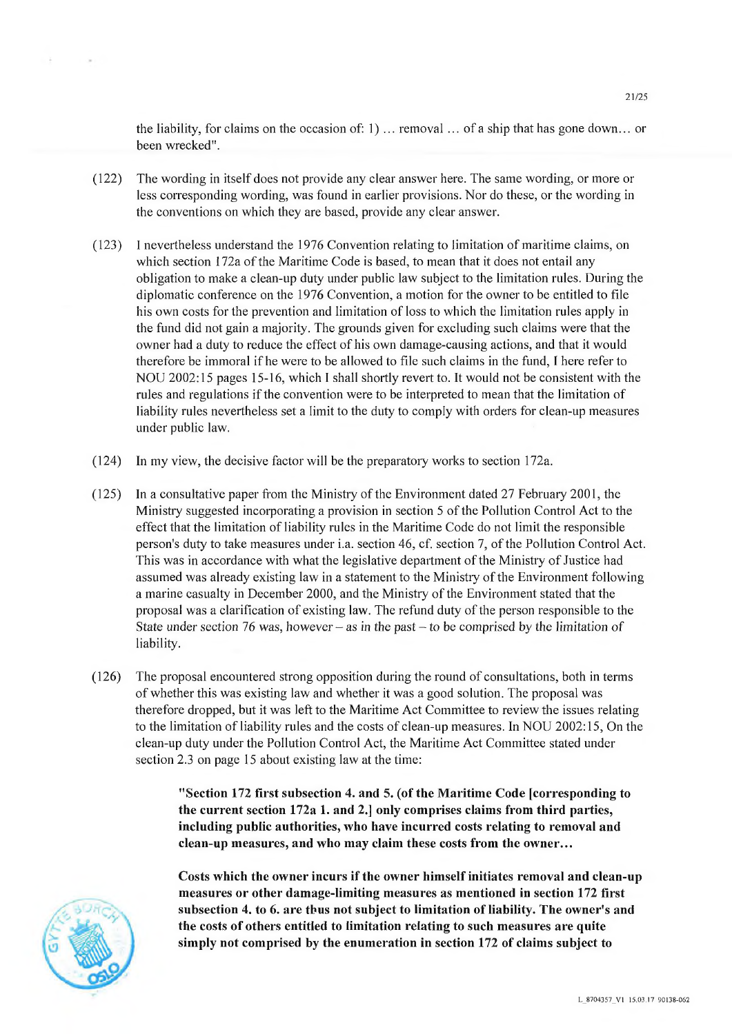the liability, for claims on the occasion of: 1) … removal … of a ship that has gone down… or been wrecked".

(122) The wording in itself does not provide any clear answer here. The same wording, or more or less corresponding wording, was found in earlier provisions. Nor do these, or the wording in the conventions on which they are based, provide any clear answer.

(123) I nevertheless understand the 1976 Convention relating to limitation of maritime claims, on which section 172a of the Maritime Code is based, to mean that it does not entail any obligation to make a clean-up duty under public law subject to the limitation rules. During the diplomatic conference on the 1976 Convention, a motion for the owner to be entitled to file his own costs for the prevention and limitation of loss to which the limitation rules apply in the fund did not gain a majority. The grounds given for excluding such claims were that the owner had a duty to reduce the effect of his own damage-causing actions, and that it would therefore be immoral if he were to be allowed to file such claims in the fund, I here refer to NOU 2002:15 pages 15-16, which I shall shortly revert to. It would not be consistent with the rules and regulations if the convention were to be interpreted to mean that the limitation of liability rules nevertheless set a limit to the duty to comply with orders for clean-up measures under public law.

(124) In my view, the decisive factor will be the preparatory works to section 172a.

(125) In a consultative paper from the Ministry of the Environment dated 27 February 2001, the Ministry suggested incorporating a provision in section 5 of the Pollution Control Act to the effect that the limitation of liability rules in the Maritime Code do not limit the responsible person's duty to take measures under i.a. section 46, cf. section 7, of the Pollution Control Act. This was in accordance with what the legislative department of the Ministry of Justice had assumed was already existing law in a statement to the Ministry of the Environment following a marine casualty in December 2000, and the Ministry of the Environment stated that the proposal was a clarification of existing law. The refund duty of the person responsible to the State under section 76 was, however – as in the past – to be comprised by the limitation of liability.

(126) The proposal encountered strong opposition during the round of consultations, both in terms of whether this was existing law and whether it was a good solution. The proposal was therefore dropped, but it was left to the Maritime Act Committee to review the issues relating to the limitation of liability rules and the costs of clean-up measures. In NOU 2002:15, On the clean-up duty under the Pollution Control Act, the Maritime Act Committee stated under section 2.3 on page 15 about existing law at the time:

> **"Section 172 first subsection 4. and 5. (of the Maritime Code [corresponding to the current section 172a 1. and 2.] only comprises claims from third parties, including public authorities, who have incurred costs relating to removal and clean-up measures, and who may claim these costs from the owner…**
>
> **Costs which the owner incurs if the owner himself initiates removal and clean-up measures or other damage-limiting measures as mentioned in section 172 first subsection 4. to 6. are thus not subject to limitation of liability. The owner's and the costs of others entitled to limitation relating to such measures are quite simply not comprised by the enumeration in section 172 of claims subject to**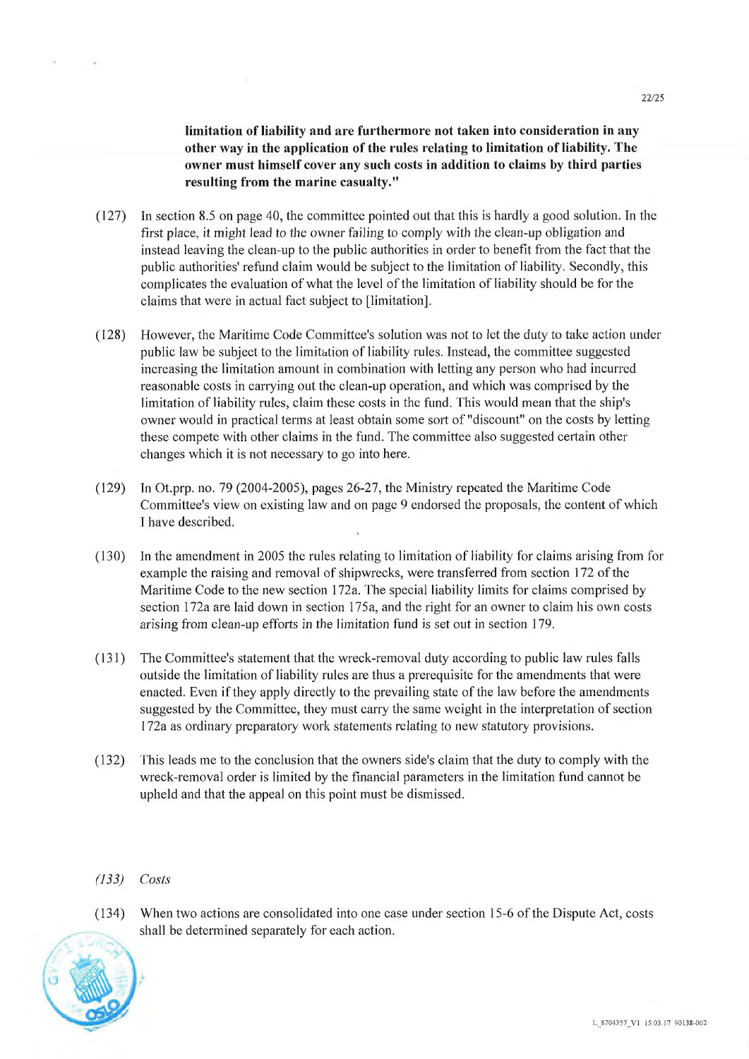**limitation of liability and are furthermore not taken into consideration in any other way in the application of the rules relating to limitation of liability. The owner must himself cover any such costs in addition to claims by third parties resulting from the marine casualty."**

(127) In section 8.5 on page 40, the committee pointed out that this is hardly a good solution. In the first place, it might lead to the owner failing to comply with the clean-up obligation and instead leaving the clean-up to the public authorities in order to benefit from the fact that the public authorities' refund claim would be subject to the limitation of liability. Secondly, this complicates the evaluation of what the level of the limitation of liability should be for the claims that were in actual fact subject to [limitation].

(128) However, the Maritime Code Committee's solution was not to let the duty to take action under public law be subject to the limitation of liability rules. Instead, the committee suggested increasing the limitation amount in combination with letting any person who had incurred reasonable costs in carrying out the clean-up operation, and which was comprised by the limitation of liability rules, claim these costs in the fund. This would mean that the ship's owner would in practical terms at least obtain some sort of "discount" on the costs by letting these compete with other claims in the fund. The committee also suggested certain other changes which it is not necessary to go into here.

(129) In Ot.prp. no. 79 (2004-2005), pages 26-27, the Ministry repeated the Maritime Code Committee's view on existing law and on page 9 endorsed the proposals, the content of which I have described.

(130) In the amendment in 2005 the rules relating to limitation of liability for claims arising from for example the raising and removal of shipwrecks, were transferred from section 172 of the Maritime Code to the new section 172a. The special liability limits for claims comprised by section 172a are laid down in section 175a, and the right for an owner to claim his own costs arising from clean-up efforts in the limitation fund is set out in section 179.

(131) The Committee's statement that the wreck-removal duty according to public law rules falls outside the limitation of liability rules are thus a prerequisite for the amendments that were enacted. Even if they apply directly to the prevailing state of the law before the amendments suggested by the Committee, they must carry the same weight in the interpretation of section 172a as ordinary preparatory work statements relating to new statutory provisions.

(132) This leads me to the conclusion that the owners side's claim that the duty to comply with the wreck-removal order is limited by the financial parameters in the limitation fund cannot be upheld and that the appeal on this point must be dismissed.

*(133) Costs*

(134) When two actions are consolidated into one case under section 15-6 of the Dispute Act, costs shall be determined separately for each action.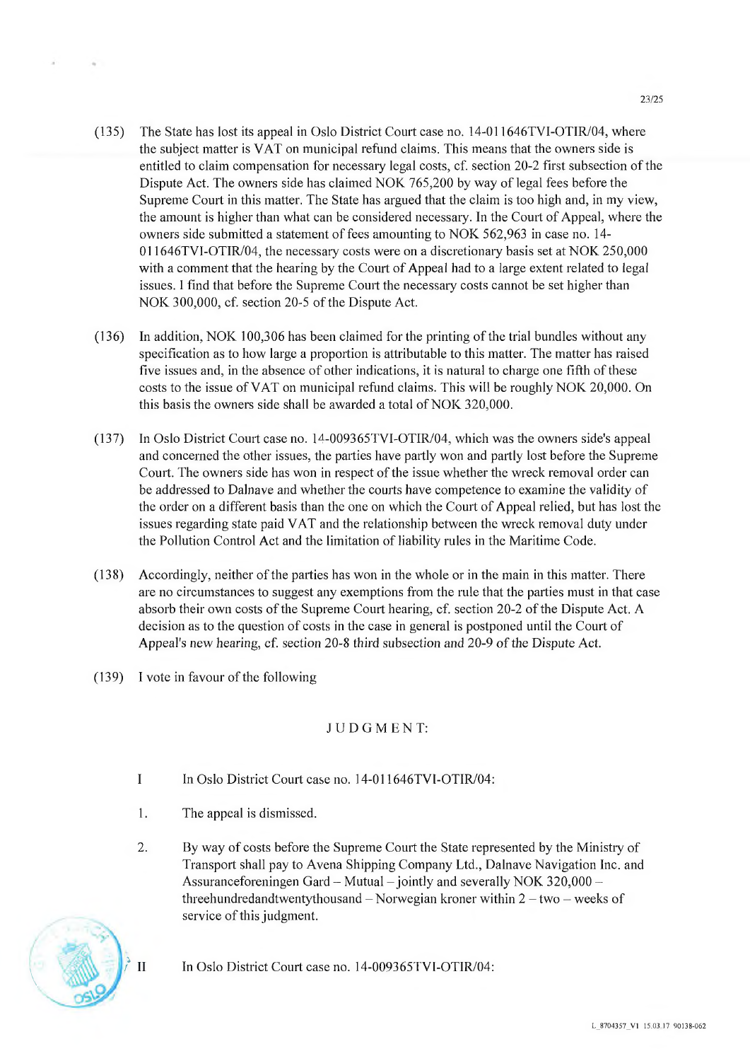(135) The State has lost its appeal in Oslo District Court case no. 14-011646TVI-OTIR/04, where the subject matter is VAT on municipal refund claims. This means that the owners side is entitled to claim compensation for necessary legal costs, cf. section 20-2 first subsection of the Dispute Act. The owners side has claimed NOK 765,200 by way of legal fees before the Supreme Court in this matter. The State has argued that the claim is too high and, in my view, the amount is higher than what can be considered necessary. In the Court of Appeal, where the owners side submitted a statement of fees amounting to NOK 562,963 in case no. 14-011646TVI-OTIR/04, the necessary costs were on a discretionary basis set at NOK 250,000 with a comment that the hearing by the Court of Appeal had to a large extent related to legal issues. I find that before the Supreme Court the necessary costs cannot be set higher than NOK 300,000, cf. section 20-5 of the Dispute Act.

(136) In addition, NOK 100,306 has been claimed for the printing of the trial bundles without any specification as to how large a proportion is attributable to this matter. The matter has raised five issues and, in the absence of other indications, it is natural to charge one fifth of these costs to the issue of VAT on municipal refund claims. This will be roughly NOK 20,000. On this basis the owners side shall be awarded a total of NOK 320,000.

(137) In Oslo District Court case no. 14-009365TVI-OTIR/04, which was the owners side's appeal and concerned the other issues, the parties have partly won and partly lost before the Supreme Court. The owners side has won in respect of the issue whether the wreck removal order can be addressed to Dalnave and whether the courts have competence to examine the validity of the order on a different basis than the one on which the Court of Appeal relied, but has lost the issues regarding state paid VAT and the relationship between the wreck removal duty under the Pollution Control Act and the limitation of liability rules in the Maritime Code.

(138) Accordingly, neither of the parties has won in the whole or in the main in this matter. There are no circumstances to suggest any exemptions from the rule that the parties must in that case absorb their own costs of the Supreme Court hearing, cf. section 20-2 of the Dispute Act. A decision as to the question of costs in the case in general is postponed until the Court of Appeal's new hearing, cf. section 20-8 third subsection and 20-9 of the Dispute Act.

(139) I vote in favour of the following

J U D G M E N T:

I In Oslo District Court case no. 14-011646TVI-OTIR/04:

1. The appeal is dismissed.

2. By way of costs before the Supreme Court the State represented by the Ministry of Transport shall pay to Avena Shipping Company Ltd., Dalnave Navigation Inc. and Assuranceforeningen Gard – Mutual – jointly and severally NOK 320,000 – threehundredandtwentythousand – Norwegian kroner within 2 – two – weeks of service of this judgment.

II In Oslo District Court case no. 14-009365TVI-OTIR/04: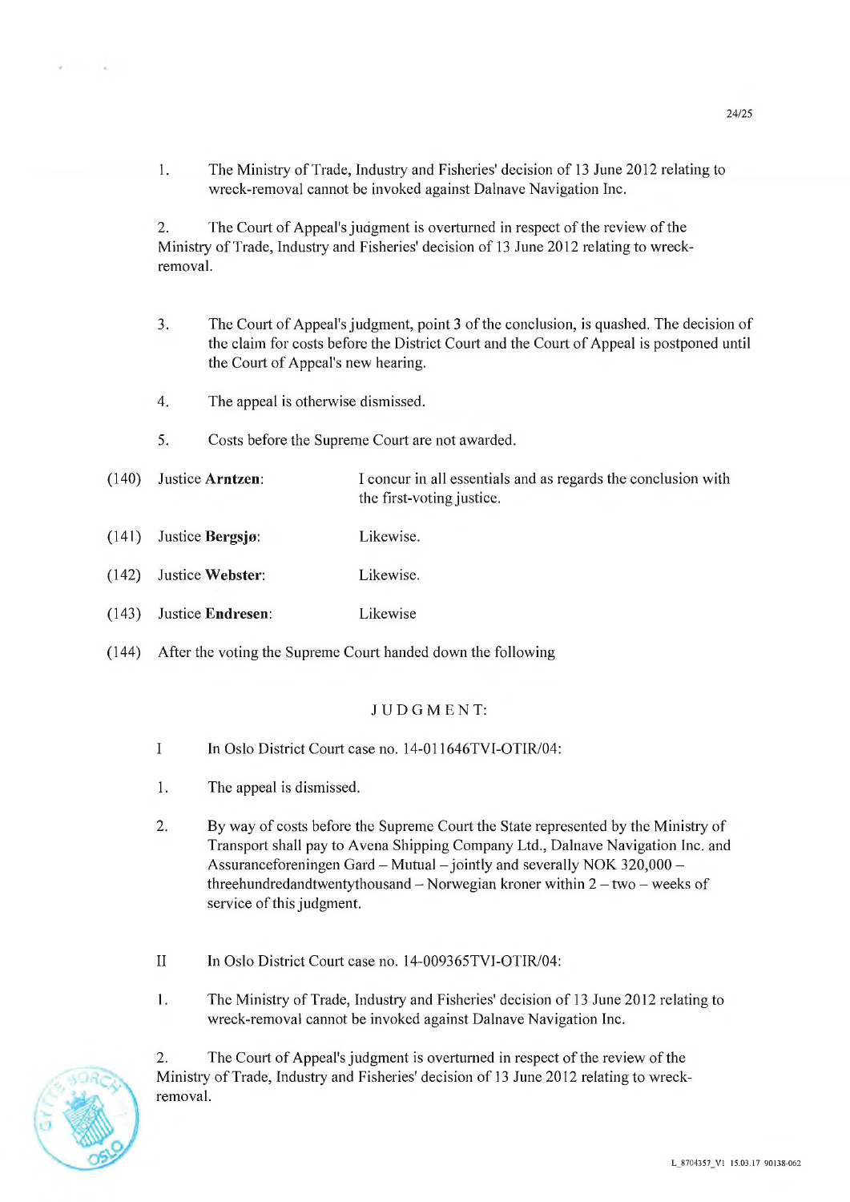1. The Ministry of Trade, Industry and Fisheries' decision of 13 June 2012 relating to wreck-removal cannot be invoked against Dalnave Navigation Inc.

2. The Court of Appeal's judgment is overturned in respect of the review of the Ministry of Trade, Industry and Fisheries' decision of 13 June 2012 relating to wreck-removal.

3. The Court of Appeal's judgment, point 3 of the conclusion, is quashed. The decision of the claim for costs before the District Court and the Court of Appeal is postponed until the Court of Appeal's new hearing.

4. The appeal is otherwise dismissed.

5. Costs before the Supreme Court are not awarded.

(140) Justice **Arntzen**: I concur in all essentials and as regards the conclusion with the first-voting justice.

(141) Justice **Bergsjø**: Likewise.

(142) Justice **Webster**: Likewise.

(143) Justice **Endresen**: Likewise

(144) After the voting the Supreme Court handed down the following

## JUDGMENT:

I In Oslo District Court case no. 14-011646TVI-OTIR/04:

1. The appeal is dismissed.

2. By way of costs before the Supreme Court the State represented by the Ministry of Transport shall pay to Avena Shipping Company Ltd., Dalnave Navigation Inc. and Assuranceforeningen Gard – Mutual – jointly and severally NOK 320,000 – threehundredandtwentythousand – Norwegian kroner within 2 – two – weeks of service of this judgment.

II In Oslo District Court case no. 14-009365TVI-OTIR/04:

1. The Ministry of Trade, Industry and Fisheries' decision of 13 June 2012 relating to wreck-removal cannot be invoked against Dalnave Navigation Inc.

2. The Court of Appeal's judgment is overturned in respect of the review of the Ministry of Trade, Industry and Fisheries' decision of 13 June 2012 relating to wreck-removal.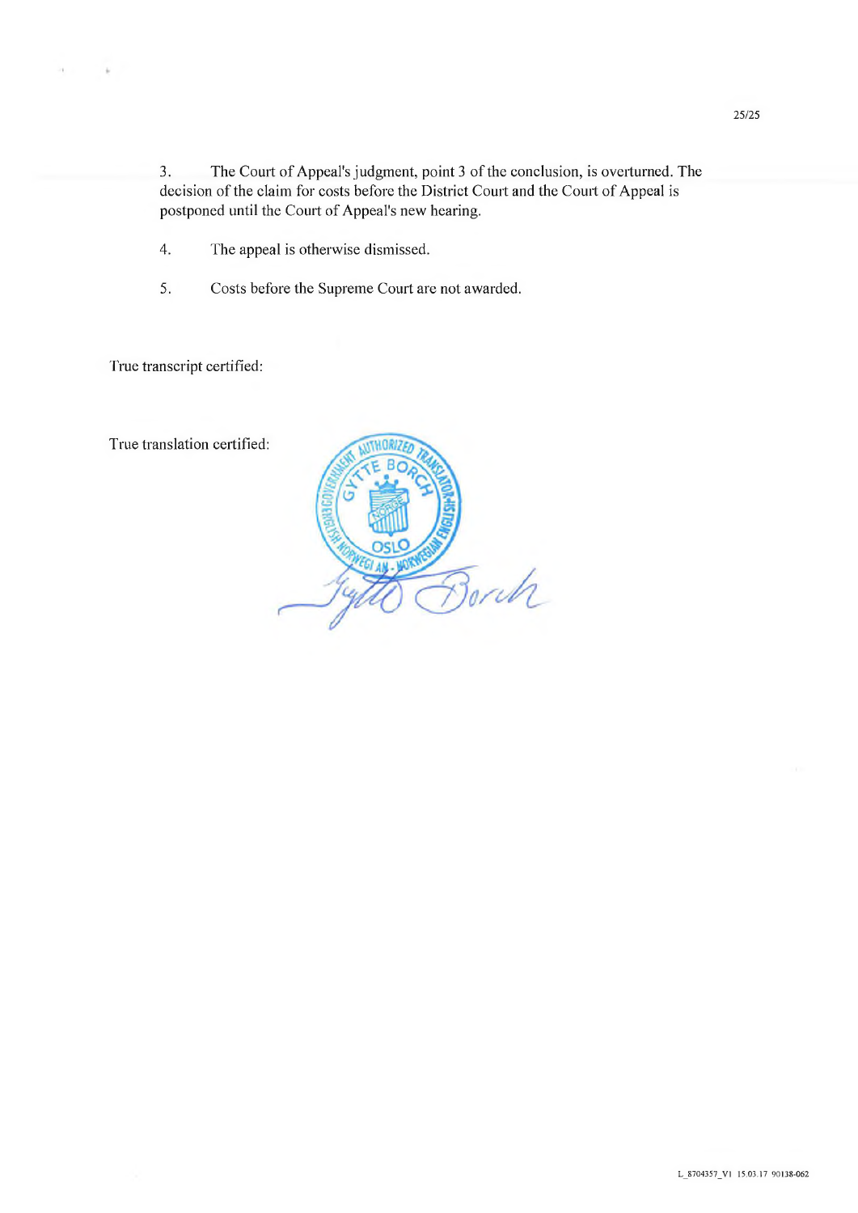3. The Court of Appeal's judgment, point 3 of the conclusion, is overturned. The decision of the claim for costs before the District Court and the Court of Appeal is postponed until the Court of Appeal's new hearing.

4. The appeal is otherwise dismissed.

5. Costs before the Supreme Court are not awarded.

True transcript certified:

True translation certified:

L_8704357_V1 15.03.17 90138-062